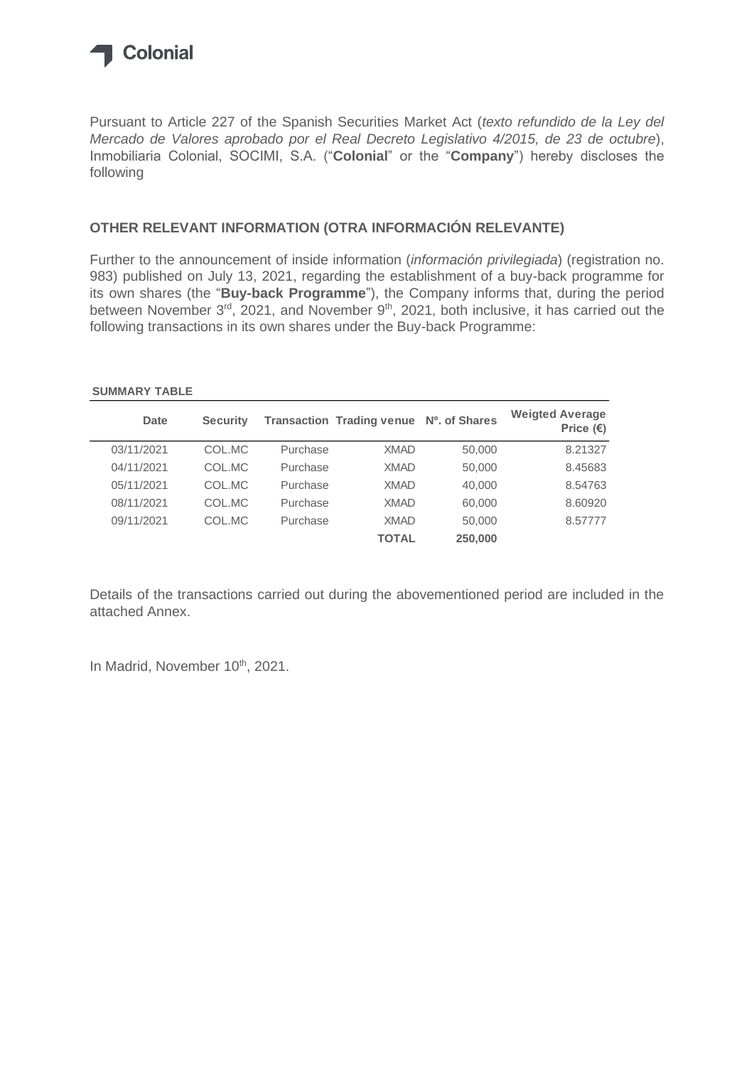Colonial

Pursuant to Article 227 of the Spanish Securities Market Act (*texto refundido de la Ley del Mercado de Valores aprobado por el Real Decreto Legislativo 4/2015, de 23 de octubre*), Inmobiliaria Colonial, SOCIMI, S.A. ("**Colonial**" or the "**Company**") hereby discloses the following

## OTHER RELEVANT INFORMATION (OTRA INFORMACIÓN RELEVANTE)

Further to the announcement of inside information (*información privilegiada*) (registration no. 983) published on July 13, 2021, regarding the establishment of a buy-back programme for its own shares (the "**Buy-back Programme**"), the Company informs that, during the period between November 3rd, 2021, and November 9th, 2021, both inclusive, it has carried out the following transactions in its own shares under the Buy-back Programme:

**SUMMARY TABLE**

| Date | Security | Transaction | Trading venue | Nº. of Shares | Weigted Average Price (€) |
|---|---|---|---|---|---|
| 03/11/2021 | COL.MC | Purchase | XMAD | 50,000 | 8.21327 |
| 04/11/2021 | COL.MC | Purchase | XMAD | 50,000 | 8.45683 |
| 05/11/2021 | COL.MC | Purchase | XMAD | 40,000 | 8.54763 |
| 08/11/2021 | COL.MC | Purchase | XMAD | 60,000 | 8.60920 |
| 09/11/2021 | COL.MC | Purchase | XMAD | 50,000 | 8.57777 |
| | | | **TOTAL** | **250,000** | |

Details of the transactions carried out during the abovementioned period are included in the attached Annex.

In Madrid, November 10th, 2021.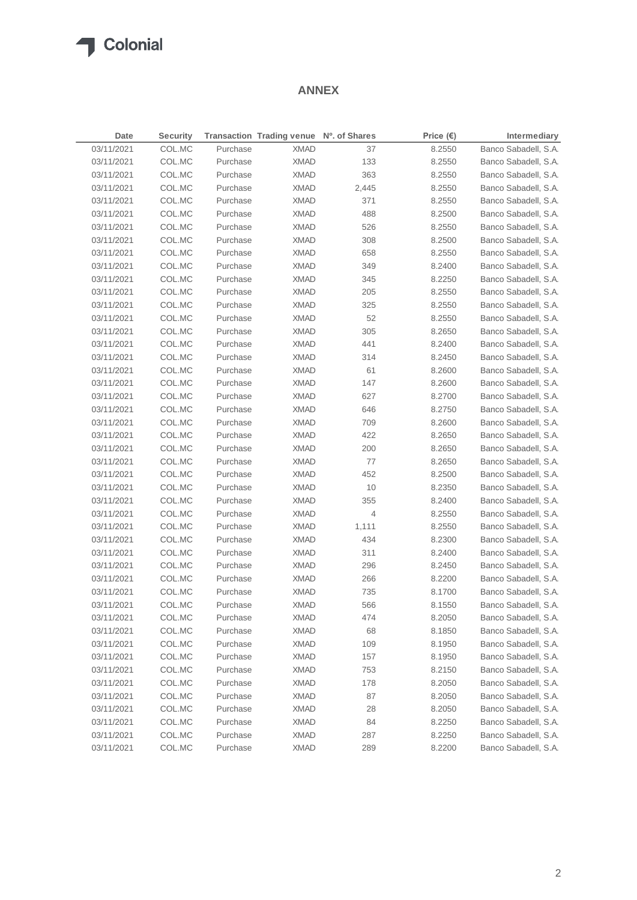# ANNEX

| Date | Security | Transaction | Trading venue | Nº. of Shares | Price (€) | Intermediary |
|---|---|---|---|---|---|---|
| 03/11/2021 | COL.MC | Purchase | XMAD | 37 | 8.2550 | Banco Sabadell, S.A. |
| 03/11/2021 | COL.MC | Purchase | XMAD | 133 | 8.2550 | Banco Sabadell, S.A. |
| 03/11/2021 | COL.MC | Purchase | XMAD | 363 | 8.2550 | Banco Sabadell, S.A. |
| 03/11/2021 | COL.MC | Purchase | XMAD | 2,445 | 8.2550 | Banco Sabadell, S.A. |
| 03/11/2021 | COL.MC | Purchase | XMAD | 371 | 8.2550 | Banco Sabadell, S.A. |
| 03/11/2021 | COL.MC | Purchase | XMAD | 488 | 8.2500 | Banco Sabadell, S.A. |
| 03/11/2021 | COL.MC | Purchase | XMAD | 526 | 8.2550 | Banco Sabadell, S.A. |
| 03/11/2021 | COL.MC | Purchase | XMAD | 308 | 8.2500 | Banco Sabadell, S.A. |
| 03/11/2021 | COL.MC | Purchase | XMAD | 658 | 8.2550 | Banco Sabadell, S.A. |
| 03/11/2021 | COL.MC | Purchase | XMAD | 349 | 8.2400 | Banco Sabadell, S.A. |
| 03/11/2021 | COL.MC | Purchase | XMAD | 345 | 8.2250 | Banco Sabadell, S.A. |
| 03/11/2021 | COL.MC | Purchase | XMAD | 205 | 8.2550 | Banco Sabadell, S.A. |
| 03/11/2021 | COL.MC | Purchase | XMAD | 325 | 8.2550 | Banco Sabadell, S.A. |
| 03/11/2021 | COL.MC | Purchase | XMAD | 52 | 8.2550 | Banco Sabadell, S.A. |
| 03/11/2021 | COL.MC | Purchase | XMAD | 305 | 8.2650 | Banco Sabadell, S.A. |
| 03/11/2021 | COL.MC | Purchase | XMAD | 441 | 8.2400 | Banco Sabadell, S.A. |
| 03/11/2021 | COL.MC | Purchase | XMAD | 314 | 8.2450 | Banco Sabadell, S.A. |
| 03/11/2021 | COL.MC | Purchase | XMAD | 61 | 8.2600 | Banco Sabadell, S.A. |
| 03/11/2021 | COL.MC | Purchase | XMAD | 147 | 8.2600 | Banco Sabadell, S.A. |
| 03/11/2021 | COL.MC | Purchase | XMAD | 627 | 8.2700 | Banco Sabadell, S.A. |
| 03/11/2021 | COL.MC | Purchase | XMAD | 646 | 8.2750 | Banco Sabadell, S.A. |
| 03/11/2021 | COL.MC | Purchase | XMAD | 709 | 8.2600 | Banco Sabadell, S.A. |
| 03/11/2021 | COL.MC | Purchase | XMAD | 422 | 8.2650 | Banco Sabadell, S.A. |
| 03/11/2021 | COL.MC | Purchase | XMAD | 200 | 8.2650 | Banco Sabadell, S.A. |
| 03/11/2021 | COL.MC | Purchase | XMAD | 77 | 8.2650 | Banco Sabadell, S.A. |
| 03/11/2021 | COL.MC | Purchase | XMAD | 452 | 8.2500 | Banco Sabadell, S.A. |
| 03/11/2021 | COL.MC | Purchase | XMAD | 10 | 8.2350 | Banco Sabadell, S.A. |
| 03/11/2021 | COL.MC | Purchase | XMAD | 355 | 8.2400 | Banco Sabadell, S.A. |
| 03/11/2021 | COL.MC | Purchase | XMAD | 4 | 8.2550 | Banco Sabadell, S.A. |
| 03/11/2021 | COL.MC | Purchase | XMAD | 1,111 | 8.2550 | Banco Sabadell, S.A. |
| 03/11/2021 | COL.MC | Purchase | XMAD | 434 | 8.2300 | Banco Sabadell, S.A. |
| 03/11/2021 | COL.MC | Purchase | XMAD | 311 | 8.2400 | Banco Sabadell, S.A. |
| 03/11/2021 | COL.MC | Purchase | XMAD | 296 | 8.2450 | Banco Sabadell, S.A. |
| 03/11/2021 | COL.MC | Purchase | XMAD | 266 | 8.2200 | Banco Sabadell, S.A. |
| 03/11/2021 | COL.MC | Purchase | XMAD | 735 | 8.1700 | Banco Sabadell, S.A. |
| 03/11/2021 | COL.MC | Purchase | XMAD | 566 | 8.1550 | Banco Sabadell, S.A. |
| 03/11/2021 | COL.MC | Purchase | XMAD | 474 | 8.2050 | Banco Sabadell, S.A. |
| 03/11/2021 | COL.MC | Purchase | XMAD | 68 | 8.1850 | Banco Sabadell, S.A. |
| 03/11/2021 | COL.MC | Purchase | XMAD | 109 | 8.1950 | Banco Sabadell, S.A. |
| 03/11/2021 | COL.MC | Purchase | XMAD | 157 | 8.1950 | Banco Sabadell, S.A. |
| 03/11/2021 | COL.MC | Purchase | XMAD | 753 | 8.2150 | Banco Sabadell, S.A. |
| 03/11/2021 | COL.MC | Purchase | XMAD | 178 | 8.2050 | Banco Sabadell, S.A. |
| 03/11/2021 | COL.MC | Purchase | XMAD | 87 | 8.2050 | Banco Sabadell, S.A. |
| 03/11/2021 | COL.MC | Purchase | XMAD | 28 | 8.2050 | Banco Sabadell, S.A. |
| 03/11/2021 | COL.MC | Purchase | XMAD | 84 | 8.2250 | Banco Sabadell, S.A. |
| 03/11/2021 | COL.MC | Purchase | XMAD | 287 | 8.2250 | Banco Sabadell, S.A. |
| 03/11/2021 | COL.MC | Purchase | XMAD | 289 | 8.2200 | Banco Sabadell, S.A. |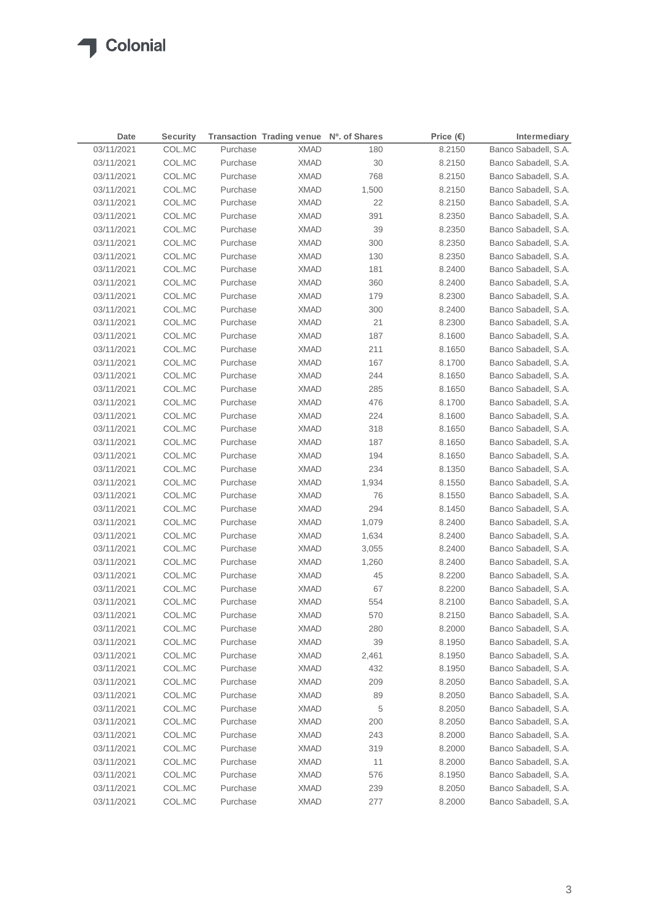| Date | Security | Transaction | Trading venue | Nº. of Shares | Price (€) | Intermediary |
|---|---|---|---|---|---|---|
| 03/11/2021 | COL.MC | Purchase | XMAD | 180 | 8.2150 | Banco Sabadell, S.A. |
| 03/11/2021 | COL.MC | Purchase | XMAD | 30 | 8.2150 | Banco Sabadell, S.A. |
| 03/11/2021 | COL.MC | Purchase | XMAD | 768 | 8.2150 | Banco Sabadell, S.A. |
| 03/11/2021 | COL.MC | Purchase | XMAD | 1,500 | 8.2150 | Banco Sabadell, S.A. |
| 03/11/2021 | COL.MC | Purchase | XMAD | 22 | 8.2150 | Banco Sabadell, S.A. |
| 03/11/2021 | COL.MC | Purchase | XMAD | 391 | 8.2350 | Banco Sabadell, S.A. |
| 03/11/2021 | COL.MC | Purchase | XMAD | 39 | 8.2350 | Banco Sabadell, S.A. |
| 03/11/2021 | COL.MC | Purchase | XMAD | 300 | 8.2350 | Banco Sabadell, S.A. |
| 03/11/2021 | COL.MC | Purchase | XMAD | 130 | 8.2350 | Banco Sabadell, S.A. |
| 03/11/2021 | COL.MC | Purchase | XMAD | 181 | 8.2400 | Banco Sabadell, S.A. |
| 03/11/2021 | COL.MC | Purchase | XMAD | 360 | 8.2400 | Banco Sabadell, S.A. |
| 03/11/2021 | COL.MC | Purchase | XMAD | 179 | 8.2300 | Banco Sabadell, S.A. |
| 03/11/2021 | COL.MC | Purchase | XMAD | 300 | 8.2400 | Banco Sabadell, S.A. |
| 03/11/2021 | COL.MC | Purchase | XMAD | 21 | 8.2300 | Banco Sabadell, S.A. |
| 03/11/2021 | COL.MC | Purchase | XMAD | 187 | 8.1600 | Banco Sabadell, S.A. |
| 03/11/2021 | COL.MC | Purchase | XMAD | 211 | 8.1650 | Banco Sabadell, S.A. |
| 03/11/2021 | COL.MC | Purchase | XMAD | 167 | 8.1700 | Banco Sabadell, S.A. |
| 03/11/2021 | COL.MC | Purchase | XMAD | 244 | 8.1650 | Banco Sabadell, S.A. |
| 03/11/2021 | COL.MC | Purchase | XMAD | 285 | 8.1650 | Banco Sabadell, S.A. |
| 03/11/2021 | COL.MC | Purchase | XMAD | 476 | 8.1700 | Banco Sabadell, S.A. |
| 03/11/2021 | COL.MC | Purchase | XMAD | 224 | 8.1600 | Banco Sabadell, S.A. |
| 03/11/2021 | COL.MC | Purchase | XMAD | 318 | 8.1650 | Banco Sabadell, S.A. |
| 03/11/2021 | COL.MC | Purchase | XMAD | 187 | 8.1650 | Banco Sabadell, S.A. |
| 03/11/2021 | COL.MC | Purchase | XMAD | 194 | 8.1650 | Banco Sabadell, S.A. |
| 03/11/2021 | COL.MC | Purchase | XMAD | 234 | 8.1350 | Banco Sabadell, S.A. |
| 03/11/2021 | COL.MC | Purchase | XMAD | 1,934 | 8.1550 | Banco Sabadell, S.A. |
| 03/11/2021 | COL.MC | Purchase | XMAD | 76 | 8.1550 | Banco Sabadell, S.A. |
| 03/11/2021 | COL.MC | Purchase | XMAD | 294 | 8.1450 | Banco Sabadell, S.A. |
| 03/11/2021 | COL.MC | Purchase | XMAD | 1,079 | 8.2400 | Banco Sabadell, S.A. |
| 03/11/2021 | COL.MC | Purchase | XMAD | 1,634 | 8.2400 | Banco Sabadell, S.A. |
| 03/11/2021 | COL.MC | Purchase | XMAD | 3,055 | 8.2400 | Banco Sabadell, S.A. |
| 03/11/2021 | COL.MC | Purchase | XMAD | 1,260 | 8.2400 | Banco Sabadell, S.A. |
| 03/11/2021 | COL.MC | Purchase | XMAD | 45 | 8.2200 | Banco Sabadell, S.A. |
| 03/11/2021 | COL.MC | Purchase | XMAD | 67 | 8.2200 | Banco Sabadell, S.A. |
| 03/11/2021 | COL.MC | Purchase | XMAD | 554 | 8.2100 | Banco Sabadell, S.A. |
| 03/11/2021 | COL.MC | Purchase | XMAD | 570 | 8.2150 | Banco Sabadell, S.A. |
| 03/11/2021 | COL.MC | Purchase | XMAD | 280 | 8.2000 | Banco Sabadell, S.A. |
| 03/11/2021 | COL.MC | Purchase | XMAD | 39 | 8.1950 | Banco Sabadell, S.A. |
| 03/11/2021 | COL.MC | Purchase | XMAD | 2,461 | 8.1950 | Banco Sabadell, S.A. |
| 03/11/2021 | COL.MC | Purchase | XMAD | 432 | 8.1950 | Banco Sabadell, S.A. |
| 03/11/2021 | COL.MC | Purchase | XMAD | 209 | 8.2050 | Banco Sabadell, S.A. |
| 03/11/2021 | COL.MC | Purchase | XMAD | 89 | 8.2050 | Banco Sabadell, S.A. |
| 03/11/2021 | COL.MC | Purchase | XMAD | 5 | 8.2050 | Banco Sabadell, S.A. |
| 03/11/2021 | COL.MC | Purchase | XMAD | 200 | 8.2050 | Banco Sabadell, S.A. |
| 03/11/2021 | COL.MC | Purchase | XMAD | 243 | 8.2000 | Banco Sabadell, S.A. |
| 03/11/2021 | COL.MC | Purchase | XMAD | 319 | 8.2000 | Banco Sabadell, S.A. |
| 03/11/2021 | COL.MC | Purchase | XMAD | 11 | 8.2000 | Banco Sabadell, S.A. |
| 03/11/2021 | COL.MC | Purchase | XMAD | 576 | 8.1950 | Banco Sabadell, S.A. |
| 03/11/2021 | COL.MC | Purchase | XMAD | 239 | 8.2050 | Banco Sabadell, S.A. |
| 03/11/2021 | COL.MC | Purchase | XMAD | 277 | 8.2000 | Banco Sabadell, S.A. |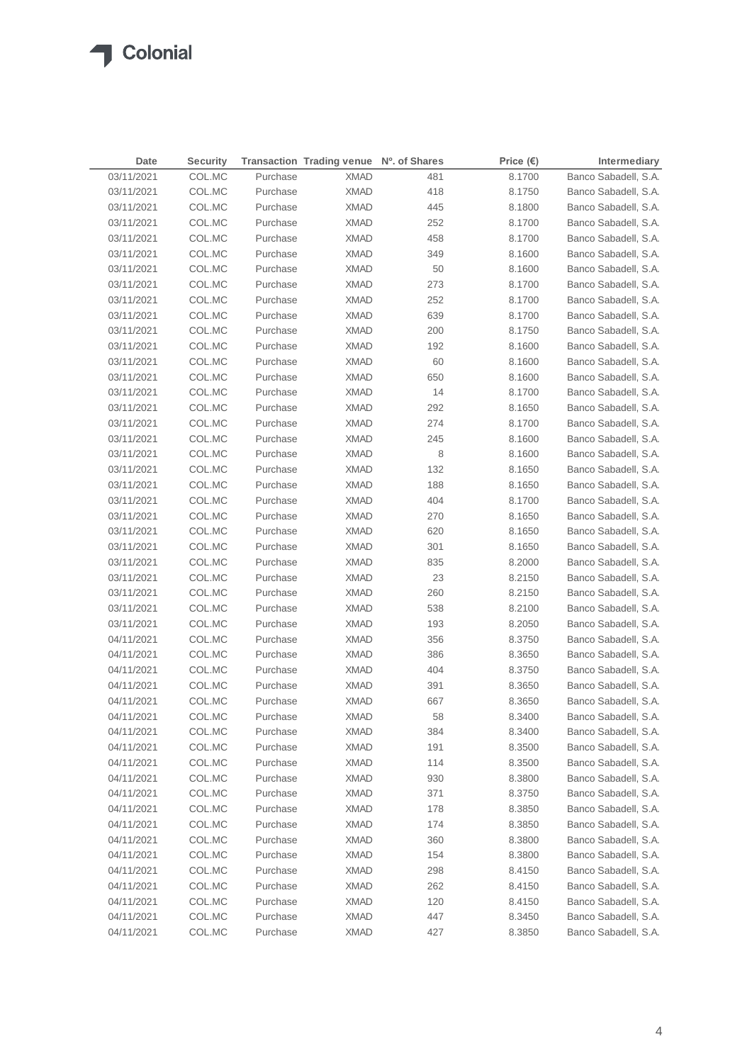| Date | Security | Transaction | Trading venue | Nº. of Shares | Price (€) | Intermediary |
|---|---|---|---|---|---|---|
| 03/11/2021 | COL.MC | Purchase | XMAD | 481 | 8.1700 | Banco Sabadell, S.A. |
| 03/11/2021 | COL.MC | Purchase | XMAD | 418 | 8.1750 | Banco Sabadell, S.A. |
| 03/11/2021 | COL.MC | Purchase | XMAD | 445 | 8.1800 | Banco Sabadell, S.A. |
| 03/11/2021 | COL.MC | Purchase | XMAD | 252 | 8.1700 | Banco Sabadell, S.A. |
| 03/11/2021 | COL.MC | Purchase | XMAD | 458 | 8.1700 | Banco Sabadell, S.A. |
| 03/11/2021 | COL.MC | Purchase | XMAD | 349 | 8.1600 | Banco Sabadell, S.A. |
| 03/11/2021 | COL.MC | Purchase | XMAD | 50 | 8.1600 | Banco Sabadell, S.A. |
| 03/11/2021 | COL.MC | Purchase | XMAD | 273 | 8.1700 | Banco Sabadell, S.A. |
| 03/11/2021 | COL.MC | Purchase | XMAD | 252 | 8.1700 | Banco Sabadell, S.A. |
| 03/11/2021 | COL.MC | Purchase | XMAD | 639 | 8.1700 | Banco Sabadell, S.A. |
| 03/11/2021 | COL.MC | Purchase | XMAD | 200 | 8.1750 | Banco Sabadell, S.A. |
| 03/11/2021 | COL.MC | Purchase | XMAD | 192 | 8.1600 | Banco Sabadell, S.A. |
| 03/11/2021 | COL.MC | Purchase | XMAD | 60 | 8.1600 | Banco Sabadell, S.A. |
| 03/11/2021 | COL.MC | Purchase | XMAD | 650 | 8.1600 | Banco Sabadell, S.A. |
| 03/11/2021 | COL.MC | Purchase | XMAD | 14 | 8.1700 | Banco Sabadell, S.A. |
| 03/11/2021 | COL.MC | Purchase | XMAD | 292 | 8.1650 | Banco Sabadell, S.A. |
| 03/11/2021 | COL.MC | Purchase | XMAD | 274 | 8.1700 | Banco Sabadell, S.A. |
| 03/11/2021 | COL.MC | Purchase | XMAD | 245 | 8.1600 | Banco Sabadell, S.A. |
| 03/11/2021 | COL.MC | Purchase | XMAD | 8 | 8.1600 | Banco Sabadell, S.A. |
| 03/11/2021 | COL.MC | Purchase | XMAD | 132 | 8.1650 | Banco Sabadell, S.A. |
| 03/11/2021 | COL.MC | Purchase | XMAD | 188 | 8.1650 | Banco Sabadell, S.A. |
| 03/11/2021 | COL.MC | Purchase | XMAD | 404 | 8.1700 | Banco Sabadell, S.A. |
| 03/11/2021 | COL.MC | Purchase | XMAD | 270 | 8.1650 | Banco Sabadell, S.A. |
| 03/11/2021 | COL.MC | Purchase | XMAD | 620 | 8.1650 | Banco Sabadell, S.A. |
| 03/11/2021 | COL.MC | Purchase | XMAD | 301 | 8.1650 | Banco Sabadell, S.A. |
| 03/11/2021 | COL.MC | Purchase | XMAD | 835 | 8.2000 | Banco Sabadell, S.A. |
| 03/11/2021 | COL.MC | Purchase | XMAD | 23 | 8.2150 | Banco Sabadell, S.A. |
| 03/11/2021 | COL.MC | Purchase | XMAD | 260 | 8.2150 | Banco Sabadell, S.A. |
| 03/11/2021 | COL.MC | Purchase | XMAD | 538 | 8.2100 | Banco Sabadell, S.A. |
| 03/11/2021 | COL.MC | Purchase | XMAD | 193 | 8.2050 | Banco Sabadell, S.A. |
| 04/11/2021 | COL.MC | Purchase | XMAD | 356 | 8.3750 | Banco Sabadell, S.A. |
| 04/11/2021 | COL.MC | Purchase | XMAD | 386 | 8.3650 | Banco Sabadell, S.A. |
| 04/11/2021 | COL.MC | Purchase | XMAD | 404 | 8.3750 | Banco Sabadell, S.A. |
| 04/11/2021 | COL.MC | Purchase | XMAD | 391 | 8.3650 | Banco Sabadell, S.A. |
| 04/11/2021 | COL.MC | Purchase | XMAD | 667 | 8.3650 | Banco Sabadell, S.A. |
| 04/11/2021 | COL.MC | Purchase | XMAD | 58 | 8.3400 | Banco Sabadell, S.A. |
| 04/11/2021 | COL.MC | Purchase | XMAD | 384 | 8.3400 | Banco Sabadell, S.A. |
| 04/11/2021 | COL.MC | Purchase | XMAD | 191 | 8.3500 | Banco Sabadell, S.A. |
| 04/11/2021 | COL.MC | Purchase | XMAD | 114 | 8.3500 | Banco Sabadell, S.A. |
| 04/11/2021 | COL.MC | Purchase | XMAD | 930 | 8.3800 | Banco Sabadell, S.A. |
| 04/11/2021 | COL.MC | Purchase | XMAD | 371 | 8.3750 | Banco Sabadell, S.A. |
| 04/11/2021 | COL.MC | Purchase | XMAD | 178 | 8.3850 | Banco Sabadell, S.A. |
| 04/11/2021 | COL.MC | Purchase | XMAD | 174 | 8.3850 | Banco Sabadell, S.A. |
| 04/11/2021 | COL.MC | Purchase | XMAD | 360 | 8.3800 | Banco Sabadell, S.A. |
| 04/11/2021 | COL.MC | Purchase | XMAD | 154 | 8.3800 | Banco Sabadell, S.A. |
| 04/11/2021 | COL.MC | Purchase | XMAD | 298 | 8.4150 | Banco Sabadell, S.A. |
| 04/11/2021 | COL.MC | Purchase | XMAD | 262 | 8.4150 | Banco Sabadell, S.A. |
| 04/11/2021 | COL.MC | Purchase | XMAD | 120 | 8.4150 | Banco Sabadell, S.A. |
| 04/11/2021 | COL.MC | Purchase | XMAD | 447 | 8.3450 | Banco Sabadell, S.A. |
| 04/11/2021 | COL.MC | Purchase | XMAD | 427 | 8.3850 | Banco Sabadell, S.A. |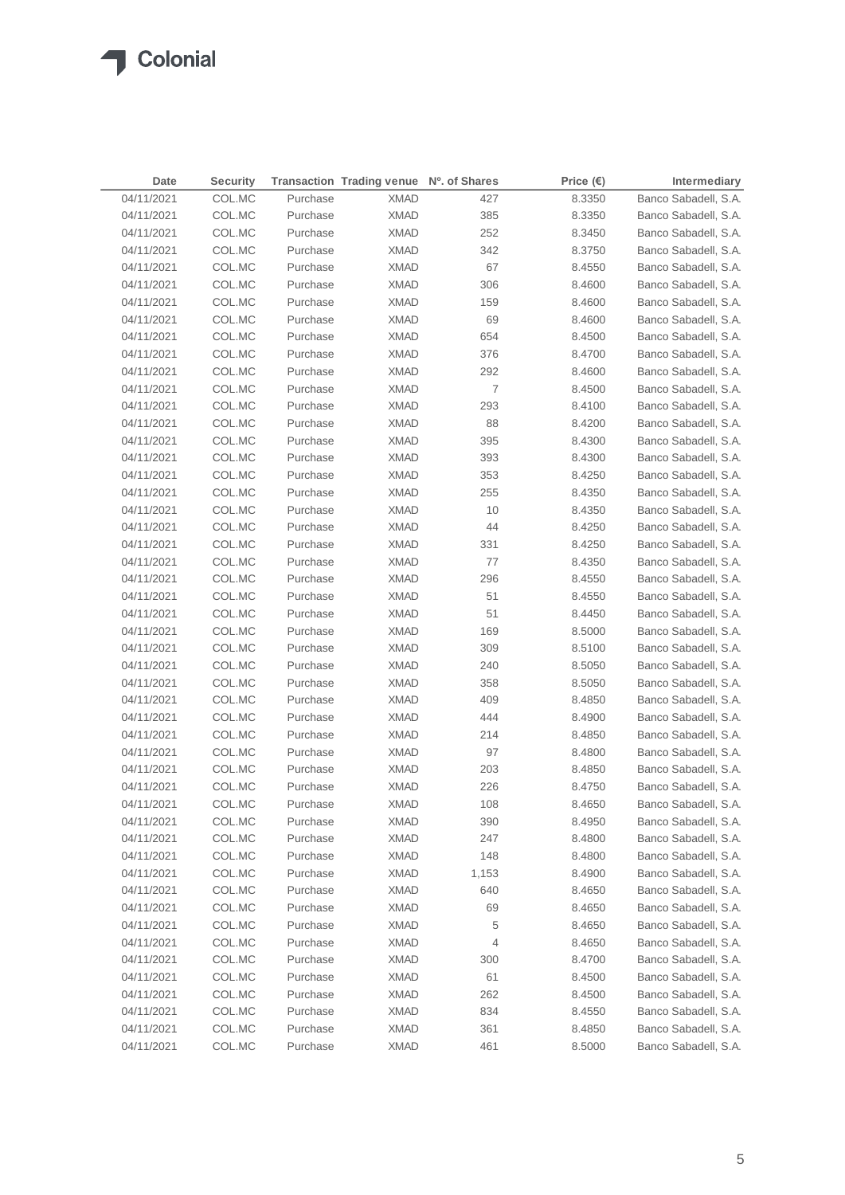| Date | Security | Transaction | Trading venue | Nº. of Shares | Price (€) | Intermediary |
|---|---|---|---|---|---|---|
| 04/11/2021 | COL.MC | Purchase | XMAD | 427 | 8.3350 | Banco Sabadell, S.A. |
| 04/11/2021 | COL.MC | Purchase | XMAD | 385 | 8.3350 | Banco Sabadell, S.A. |
| 04/11/2021 | COL.MC | Purchase | XMAD | 252 | 8.3450 | Banco Sabadell, S.A. |
| 04/11/2021 | COL.MC | Purchase | XMAD | 342 | 8.3750 | Banco Sabadell, S.A. |
| 04/11/2021 | COL.MC | Purchase | XMAD | 67 | 8.4550 | Banco Sabadell, S.A. |
| 04/11/2021 | COL.MC | Purchase | XMAD | 306 | 8.4600 | Banco Sabadell, S.A. |
| 04/11/2021 | COL.MC | Purchase | XMAD | 159 | 8.4600 | Banco Sabadell, S.A. |
| 04/11/2021 | COL.MC | Purchase | XMAD | 69 | 8.4600 | Banco Sabadell, S.A. |
| 04/11/2021 | COL.MC | Purchase | XMAD | 654 | 8.4500 | Banco Sabadell, S.A. |
| 04/11/2021 | COL.MC | Purchase | XMAD | 376 | 8.4700 | Banco Sabadell, S.A. |
| 04/11/2021 | COL.MC | Purchase | XMAD | 292 | 8.4600 | Banco Sabadell, S.A. |
| 04/11/2021 | COL.MC | Purchase | XMAD | 7 | 8.4500 | Banco Sabadell, S.A. |
| 04/11/2021 | COL.MC | Purchase | XMAD | 293 | 8.4100 | Banco Sabadell, S.A. |
| 04/11/2021 | COL.MC | Purchase | XMAD | 88 | 8.4200 | Banco Sabadell, S.A. |
| 04/11/2021 | COL.MC | Purchase | XMAD | 395 | 8.4300 | Banco Sabadell, S.A. |
| 04/11/2021 | COL.MC | Purchase | XMAD | 393 | 8.4300 | Banco Sabadell, S.A. |
| 04/11/2021 | COL.MC | Purchase | XMAD | 353 | 8.4250 | Banco Sabadell, S.A. |
| 04/11/2021 | COL.MC | Purchase | XMAD | 255 | 8.4350 | Banco Sabadell, S.A. |
| 04/11/2021 | COL.MC | Purchase | XMAD | 10 | 8.4350 | Banco Sabadell, S.A. |
| 04/11/2021 | COL.MC | Purchase | XMAD | 44 | 8.4250 | Banco Sabadell, S.A. |
| 04/11/2021 | COL.MC | Purchase | XMAD | 331 | 8.4250 | Banco Sabadell, S.A. |
| 04/11/2021 | COL.MC | Purchase | XMAD | 77 | 8.4350 | Banco Sabadell, S.A. |
| 04/11/2021 | COL.MC | Purchase | XMAD | 296 | 8.4550 | Banco Sabadell, S.A. |
| 04/11/2021 | COL.MC | Purchase | XMAD | 51 | 8.4550 | Banco Sabadell, S.A. |
| 04/11/2021 | COL.MC | Purchase | XMAD | 51 | 8.4450 | Banco Sabadell, S.A. |
| 04/11/2021 | COL.MC | Purchase | XMAD | 169 | 8.5000 | Banco Sabadell, S.A. |
| 04/11/2021 | COL.MC | Purchase | XMAD | 309 | 8.5100 | Banco Sabadell, S.A. |
| 04/11/2021 | COL.MC | Purchase | XMAD | 240 | 8.5050 | Banco Sabadell, S.A. |
| 04/11/2021 | COL.MC | Purchase | XMAD | 358 | 8.5050 | Banco Sabadell, S.A. |
| 04/11/2021 | COL.MC | Purchase | XMAD | 409 | 8.4850 | Banco Sabadell, S.A. |
| 04/11/2021 | COL.MC | Purchase | XMAD | 444 | 8.4900 | Banco Sabadell, S.A. |
| 04/11/2021 | COL.MC | Purchase | XMAD | 214 | 8.4850 | Banco Sabadell, S.A. |
| 04/11/2021 | COL.MC | Purchase | XMAD | 97 | 8.4800 | Banco Sabadell, S.A. |
| 04/11/2021 | COL.MC | Purchase | XMAD | 203 | 8.4850 | Banco Sabadell, S.A. |
| 04/11/2021 | COL.MC | Purchase | XMAD | 226 | 8.4750 | Banco Sabadell, S.A. |
| 04/11/2021 | COL.MC | Purchase | XMAD | 108 | 8.4650 | Banco Sabadell, S.A. |
| 04/11/2021 | COL.MC | Purchase | XMAD | 390 | 8.4950 | Banco Sabadell, S.A. |
| 04/11/2021 | COL.MC | Purchase | XMAD | 247 | 8.4800 | Banco Sabadell, S.A. |
| 04/11/2021 | COL.MC | Purchase | XMAD | 148 | 8.4800 | Banco Sabadell, S.A. |
| 04/11/2021 | COL.MC | Purchase | XMAD | 1,153 | 8.4900 | Banco Sabadell, S.A. |
| 04/11/2021 | COL.MC | Purchase | XMAD | 640 | 8.4650 | Banco Sabadell, S.A. |
| 04/11/2021 | COL.MC | Purchase | XMAD | 69 | 8.4650 | Banco Sabadell, S.A. |
| 04/11/2021 | COL.MC | Purchase | XMAD | 5 | 8.4650 | Banco Sabadell, S.A. |
| 04/11/2021 | COL.MC | Purchase | XMAD | 4 | 8.4650 | Banco Sabadell, S.A. |
| 04/11/2021 | COL.MC | Purchase | XMAD | 300 | 8.4700 | Banco Sabadell, S.A. |
| 04/11/2021 | COL.MC | Purchase | XMAD | 61 | 8.4500 | Banco Sabadell, S.A. |
| 04/11/2021 | COL.MC | Purchase | XMAD | 262 | 8.4500 | Banco Sabadell, S.A. |
| 04/11/2021 | COL.MC | Purchase | XMAD | 834 | 8.4550 | Banco Sabadell, S.A. |
| 04/11/2021 | COL.MC | Purchase | XMAD | 361 | 8.4850 | Banco Sabadell, S.A. |
| 04/11/2021 | COL.MC | Purchase | XMAD | 461 | 8.5000 | Banco Sabadell, S.A. |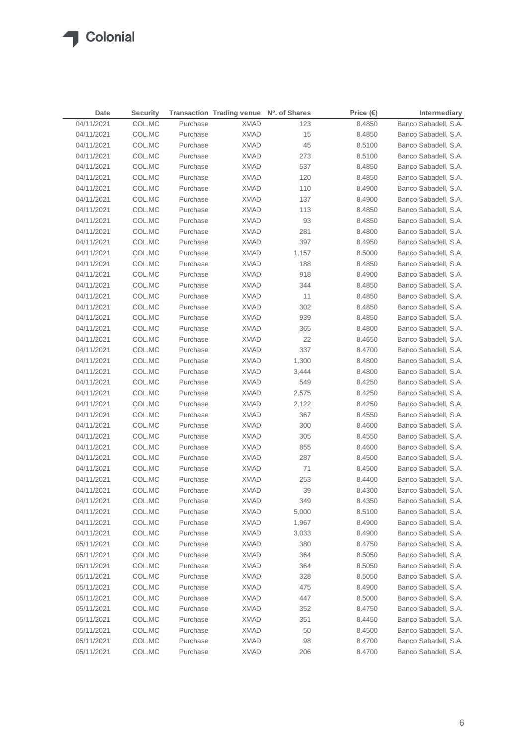| Date | Security | Transaction | Trading venue | Nº. of Shares | Price (€) | Intermediary |
|---|---|---|---|---|---|---|
| 04/11/2021 | COL.MC | Purchase | XMAD | 123 | 8.4850 | Banco Sabadell, S.A. |
| 04/11/2021 | COL.MC | Purchase | XMAD | 15 | 8.4850 | Banco Sabadell, S.A. |
| 04/11/2021 | COL.MC | Purchase | XMAD | 45 | 8.5100 | Banco Sabadell, S.A. |
| 04/11/2021 | COL.MC | Purchase | XMAD | 273 | 8.5100 | Banco Sabadell, S.A. |
| 04/11/2021 | COL.MC | Purchase | XMAD | 537 | 8.4850 | Banco Sabadell, S.A. |
| 04/11/2021 | COL.MC | Purchase | XMAD | 120 | 8.4850 | Banco Sabadell, S.A. |
| 04/11/2021 | COL.MC | Purchase | XMAD | 110 | 8.4900 | Banco Sabadell, S.A. |
| 04/11/2021 | COL.MC | Purchase | XMAD | 137 | 8.4900 | Banco Sabadell, S.A. |
| 04/11/2021 | COL.MC | Purchase | XMAD | 113 | 8.4850 | Banco Sabadell, S.A. |
| 04/11/2021 | COL.MC | Purchase | XMAD | 93 | 8.4850 | Banco Sabadell, S.A. |
| 04/11/2021 | COL.MC | Purchase | XMAD | 281 | 8.4800 | Banco Sabadell, S.A. |
| 04/11/2021 | COL.MC | Purchase | XMAD | 397 | 8.4950 | Banco Sabadell, S.A. |
| 04/11/2021 | COL.MC | Purchase | XMAD | 1,157 | 8.5000 | Banco Sabadell, S.A. |
| 04/11/2021 | COL.MC | Purchase | XMAD | 188 | 8.4850 | Banco Sabadell, S.A. |
| 04/11/2021 | COL.MC | Purchase | XMAD | 918 | 8.4900 | Banco Sabadell, S.A. |
| 04/11/2021 | COL.MC | Purchase | XMAD | 344 | 8.4850 | Banco Sabadell, S.A. |
| 04/11/2021 | COL.MC | Purchase | XMAD | 11 | 8.4850 | Banco Sabadell, S.A. |
| 04/11/2021 | COL.MC | Purchase | XMAD | 302 | 8.4850 | Banco Sabadell, S.A. |
| 04/11/2021 | COL.MC | Purchase | XMAD | 939 | 8.4850 | Banco Sabadell, S.A. |
| 04/11/2021 | COL.MC | Purchase | XMAD | 365 | 8.4800 | Banco Sabadell, S.A. |
| 04/11/2021 | COL.MC | Purchase | XMAD | 22 | 8.4650 | Banco Sabadell, S.A. |
| 04/11/2021 | COL.MC | Purchase | XMAD | 337 | 8.4700 | Banco Sabadell, S.A. |
| 04/11/2021 | COL.MC | Purchase | XMAD | 1,300 | 8.4800 | Banco Sabadell, S.A. |
| 04/11/2021 | COL.MC | Purchase | XMAD | 3,444 | 8.4800 | Banco Sabadell, S.A. |
| 04/11/2021 | COL.MC | Purchase | XMAD | 549 | 8.4250 | Banco Sabadell, S.A. |
| 04/11/2021 | COL.MC | Purchase | XMAD | 2,575 | 8.4250 | Banco Sabadell, S.A. |
| 04/11/2021 | COL.MC | Purchase | XMAD | 2,122 | 8.4250 | Banco Sabadell, S.A. |
| 04/11/2021 | COL.MC | Purchase | XMAD | 367 | 8.4550 | Banco Sabadell, S.A. |
| 04/11/2021 | COL.MC | Purchase | XMAD | 300 | 8.4600 | Banco Sabadell, S.A. |
| 04/11/2021 | COL.MC | Purchase | XMAD | 305 | 8.4550 | Banco Sabadell, S.A. |
| 04/11/2021 | COL.MC | Purchase | XMAD | 855 | 8.4600 | Banco Sabadell, S.A. |
| 04/11/2021 | COL.MC | Purchase | XMAD | 287 | 8.4500 | Banco Sabadell, S.A. |
| 04/11/2021 | COL.MC | Purchase | XMAD | 71 | 8.4500 | Banco Sabadell, S.A. |
| 04/11/2021 | COL.MC | Purchase | XMAD | 253 | 8.4400 | Banco Sabadell, S.A. |
| 04/11/2021 | COL.MC | Purchase | XMAD | 39 | 8.4300 | Banco Sabadell, S.A. |
| 04/11/2021 | COL.MC | Purchase | XMAD | 349 | 8.4350 | Banco Sabadell, S.A. |
| 04/11/2021 | COL.MC | Purchase | XMAD | 5,000 | 8.5100 | Banco Sabadell, S.A. |
| 04/11/2021 | COL.MC | Purchase | XMAD | 1,967 | 8.4900 | Banco Sabadell, S.A. |
| 04/11/2021 | COL.MC | Purchase | XMAD | 3,033 | 8.4900 | Banco Sabadell, S.A. |
| 05/11/2021 | COL.MC | Purchase | XMAD | 380 | 8.4750 | Banco Sabadell, S.A. |
| 05/11/2021 | COL.MC | Purchase | XMAD | 364 | 8.5050 | Banco Sabadell, S.A. |
| 05/11/2021 | COL.MC | Purchase | XMAD | 364 | 8.5050 | Banco Sabadell, S.A. |
| 05/11/2021 | COL.MC | Purchase | XMAD | 328 | 8.5050 | Banco Sabadell, S.A. |
| 05/11/2021 | COL.MC | Purchase | XMAD | 475 | 8.4900 | Banco Sabadell, S.A. |
| 05/11/2021 | COL.MC | Purchase | XMAD | 447 | 8.5000 | Banco Sabadell, S.A. |
| 05/11/2021 | COL.MC | Purchase | XMAD | 352 | 8.4750 | Banco Sabadell, S.A. |
| 05/11/2021 | COL.MC | Purchase | XMAD | 351 | 8.4450 | Banco Sabadell, S.A. |
| 05/11/2021 | COL.MC | Purchase | XMAD | 50 | 8.4500 | Banco Sabadell, S.A. |
| 05/11/2021 | COL.MC | Purchase | XMAD | 98 | 8.4700 | Banco Sabadell, S.A. |
| 05/11/2021 | COL.MC | Purchase | XMAD | 206 | 8.4700 | Banco Sabadell, S.A. |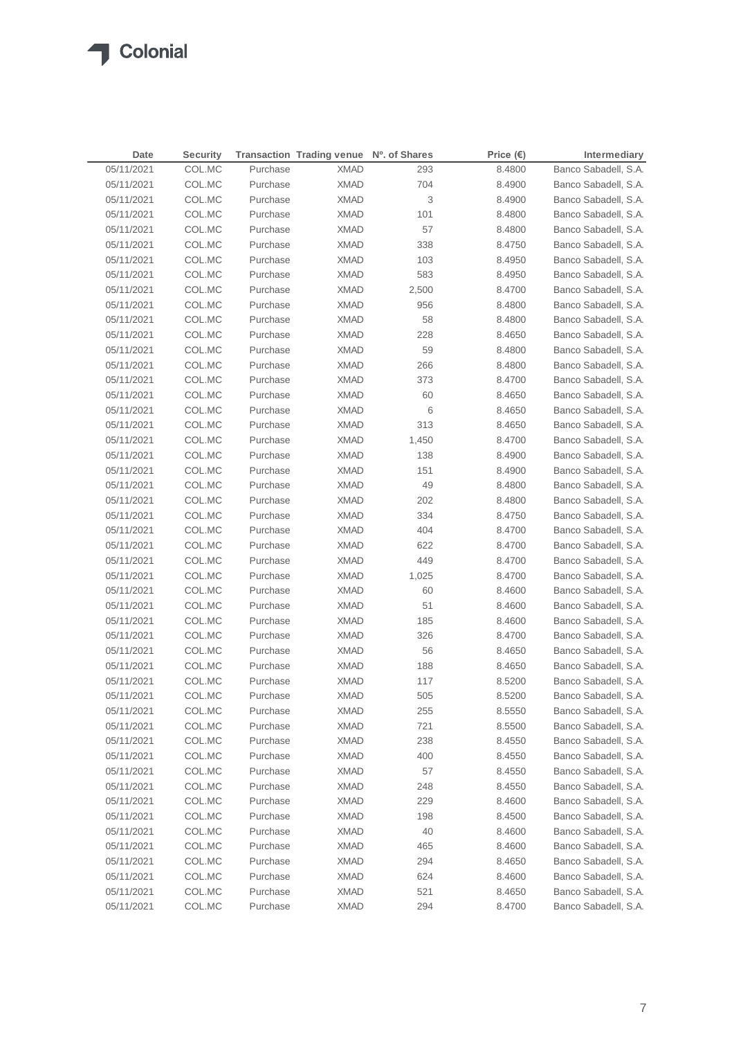| Date | Security | Transaction | Trading venue | Nº. of Shares | Price (€) | Intermediary |
|---|---|---|---|---|---|---|
| 05/11/2021 | COL.MC | Purchase | XMAD | 293 | 8.4800 | Banco Sabadell, S.A. |
| 05/11/2021 | COL.MC | Purchase | XMAD | 704 | 8.4900 | Banco Sabadell, S.A. |
| 05/11/2021 | COL.MC | Purchase | XMAD | 3 | 8.4900 | Banco Sabadell, S.A. |
| 05/11/2021 | COL.MC | Purchase | XMAD | 101 | 8.4800 | Banco Sabadell, S.A. |
| 05/11/2021 | COL.MC | Purchase | XMAD | 57 | 8.4800 | Banco Sabadell, S.A. |
| 05/11/2021 | COL.MC | Purchase | XMAD | 338 | 8.4750 | Banco Sabadell, S.A. |
| 05/11/2021 | COL.MC | Purchase | XMAD | 103 | 8.4950 | Banco Sabadell, S.A. |
| 05/11/2021 | COL.MC | Purchase | XMAD | 583 | 8.4950 | Banco Sabadell, S.A. |
| 05/11/2021 | COL.MC | Purchase | XMAD | 2,500 | 8.4700 | Banco Sabadell, S.A. |
| 05/11/2021 | COL.MC | Purchase | XMAD | 956 | 8.4800 | Banco Sabadell, S.A. |
| 05/11/2021 | COL.MC | Purchase | XMAD | 58 | 8.4800 | Banco Sabadell, S.A. |
| 05/11/2021 | COL.MC | Purchase | XMAD | 228 | 8.4650 | Banco Sabadell, S.A. |
| 05/11/2021 | COL.MC | Purchase | XMAD | 59 | 8.4800 | Banco Sabadell, S.A. |
| 05/11/2021 | COL.MC | Purchase | XMAD | 266 | 8.4800 | Banco Sabadell, S.A. |
| 05/11/2021 | COL.MC | Purchase | XMAD | 373 | 8.4700 | Banco Sabadell, S.A. |
| 05/11/2021 | COL.MC | Purchase | XMAD | 60 | 8.4650 | Banco Sabadell, S.A. |
| 05/11/2021 | COL.MC | Purchase | XMAD | 6 | 8.4650 | Banco Sabadell, S.A. |
| 05/11/2021 | COL.MC | Purchase | XMAD | 313 | 8.4650 | Banco Sabadell, S.A. |
| 05/11/2021 | COL.MC | Purchase | XMAD | 1,450 | 8.4700 | Banco Sabadell, S.A. |
| 05/11/2021 | COL.MC | Purchase | XMAD | 138 | 8.4900 | Banco Sabadell, S.A. |
| 05/11/2021 | COL.MC | Purchase | XMAD | 151 | 8.4900 | Banco Sabadell, S.A. |
| 05/11/2021 | COL.MC | Purchase | XMAD | 49 | 8.4800 | Banco Sabadell, S.A. |
| 05/11/2021 | COL.MC | Purchase | XMAD | 202 | 8.4800 | Banco Sabadell, S.A. |
| 05/11/2021 | COL.MC | Purchase | XMAD | 334 | 8.4750 | Banco Sabadell, S.A. |
| 05/11/2021 | COL.MC | Purchase | XMAD | 404 | 8.4700 | Banco Sabadell, S.A. |
| 05/11/2021 | COL.MC | Purchase | XMAD | 622 | 8.4700 | Banco Sabadell, S.A. |
| 05/11/2021 | COL.MC | Purchase | XMAD | 449 | 8.4700 | Banco Sabadell, S.A. |
| 05/11/2021 | COL.MC | Purchase | XMAD | 1,025 | 8.4700 | Banco Sabadell, S.A. |
| 05/11/2021 | COL.MC | Purchase | XMAD | 60 | 8.4600 | Banco Sabadell, S.A. |
| 05/11/2021 | COL.MC | Purchase | XMAD | 51 | 8.4600 | Banco Sabadell, S.A. |
| 05/11/2021 | COL.MC | Purchase | XMAD | 185 | 8.4600 | Banco Sabadell, S.A. |
| 05/11/2021 | COL.MC | Purchase | XMAD | 326 | 8.4700 | Banco Sabadell, S.A. |
| 05/11/2021 | COL.MC | Purchase | XMAD | 56 | 8.4650 | Banco Sabadell, S.A. |
| 05/11/2021 | COL.MC | Purchase | XMAD | 188 | 8.4650 | Banco Sabadell, S.A. |
| 05/11/2021 | COL.MC | Purchase | XMAD | 117 | 8.5200 | Banco Sabadell, S.A. |
| 05/11/2021 | COL.MC | Purchase | XMAD | 505 | 8.5200 | Banco Sabadell, S.A. |
| 05/11/2021 | COL.MC | Purchase | XMAD | 255 | 8.5550 | Banco Sabadell, S.A. |
| 05/11/2021 | COL.MC | Purchase | XMAD | 721 | 8.5500 | Banco Sabadell, S.A. |
| 05/11/2021 | COL.MC | Purchase | XMAD | 238 | 8.4550 | Banco Sabadell, S.A. |
| 05/11/2021 | COL.MC | Purchase | XMAD | 400 | 8.4550 | Banco Sabadell, S.A. |
| 05/11/2021 | COL.MC | Purchase | XMAD | 57 | 8.4550 | Banco Sabadell, S.A. |
| 05/11/2021 | COL.MC | Purchase | XMAD | 248 | 8.4550 | Banco Sabadell, S.A. |
| 05/11/2021 | COL.MC | Purchase | XMAD | 229 | 8.4600 | Banco Sabadell, S.A. |
| 05/11/2021 | COL.MC | Purchase | XMAD | 198 | 8.4500 | Banco Sabadell, S.A. |
| 05/11/2021 | COL.MC | Purchase | XMAD | 40 | 8.4600 | Banco Sabadell, S.A. |
| 05/11/2021 | COL.MC | Purchase | XMAD | 465 | 8.4600 | Banco Sabadell, S.A. |
| 05/11/2021 | COL.MC | Purchase | XMAD | 294 | 8.4650 | Banco Sabadell, S.A. |
| 05/11/2021 | COL.MC | Purchase | XMAD | 624 | 8.4600 | Banco Sabadell, S.A. |
| 05/11/2021 | COL.MC | Purchase | XMAD | 521 | 8.4650 | Banco Sabadell, S.A. |
| 05/11/2021 | COL.MC | Purchase | XMAD | 294 | 8.4700 | Banco Sabadell, S.A. |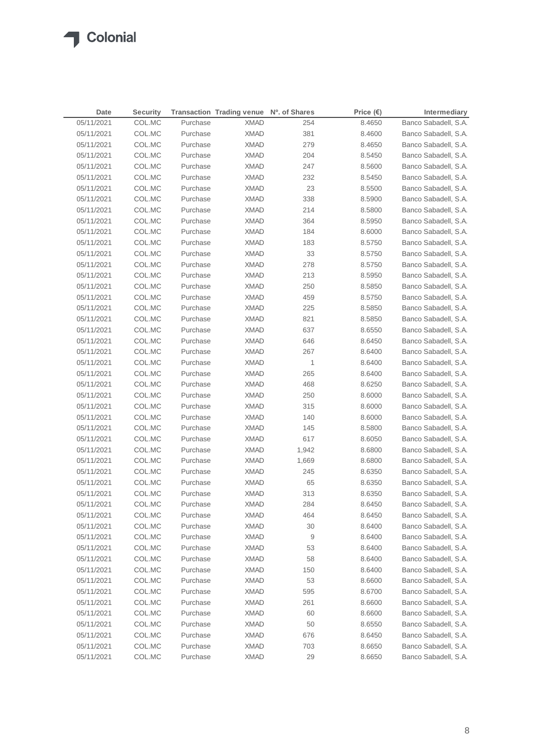| Date | Security | Transaction | Trading venue | Nº. of Shares | Price (€) | Intermediary |
|---|---|---|---|---|---|---|
| 05/11/2021 | COL.MC | Purchase | XMAD | 254 | 8.4650 | Banco Sabadell, S.A. |
| 05/11/2021 | COL.MC | Purchase | XMAD | 381 | 8.4600 | Banco Sabadell, S.A. |
| 05/11/2021 | COL.MC | Purchase | XMAD | 279 | 8.4650 | Banco Sabadell, S.A. |
| 05/11/2021 | COL.MC | Purchase | XMAD | 204 | 8.5450 | Banco Sabadell, S.A. |
| 05/11/2021 | COL.MC | Purchase | XMAD | 247 | 8.5600 | Banco Sabadell, S.A. |
| 05/11/2021 | COL.MC | Purchase | XMAD | 232 | 8.5450 | Banco Sabadell, S.A. |
| 05/11/2021 | COL.MC | Purchase | XMAD | 23 | 8.5500 | Banco Sabadell, S.A. |
| 05/11/2021 | COL.MC | Purchase | XMAD | 338 | 8.5900 | Banco Sabadell, S.A. |
| 05/11/2021 | COL.MC | Purchase | XMAD | 214 | 8.5800 | Banco Sabadell, S.A. |
| 05/11/2021 | COL.MC | Purchase | XMAD | 364 | 8.5950 | Banco Sabadell, S.A. |
| 05/11/2021 | COL.MC | Purchase | XMAD | 184 | 8.6000 | Banco Sabadell, S.A. |
| 05/11/2021 | COL.MC | Purchase | XMAD | 183 | 8.5750 | Banco Sabadell, S.A. |
| 05/11/2021 | COL.MC | Purchase | XMAD | 33 | 8.5750 | Banco Sabadell, S.A. |
| 05/11/2021 | COL.MC | Purchase | XMAD | 278 | 8.5750 | Banco Sabadell, S.A. |
| 05/11/2021 | COL.MC | Purchase | XMAD | 213 | 8.5950 | Banco Sabadell, S.A. |
| 05/11/2021 | COL.MC | Purchase | XMAD | 250 | 8.5850 | Banco Sabadell, S.A. |
| 05/11/2021 | COL.MC | Purchase | XMAD | 459 | 8.5750 | Banco Sabadell, S.A. |
| 05/11/2021 | COL.MC | Purchase | XMAD | 225 | 8.5850 | Banco Sabadell, S.A. |
| 05/11/2021 | COL.MC | Purchase | XMAD | 821 | 8.5850 | Banco Sabadell, S.A. |
| 05/11/2021 | COL.MC | Purchase | XMAD | 637 | 8.6550 | Banco Sabadell, S.A. |
| 05/11/2021 | COL.MC | Purchase | XMAD | 646 | 8.6450 | Banco Sabadell, S.A. |
| 05/11/2021 | COL.MC | Purchase | XMAD | 267 | 8.6400 | Banco Sabadell, S.A. |
| 05/11/2021 | COL.MC | Purchase | XMAD | 1 | 8.6400 | Banco Sabadell, S.A. |
| 05/11/2021 | COL.MC | Purchase | XMAD | 265 | 8.6400 | Banco Sabadell, S.A. |
| 05/11/2021 | COL.MC | Purchase | XMAD | 468 | 8.6250 | Banco Sabadell, S.A. |
| 05/11/2021 | COL.MC | Purchase | XMAD | 250 | 8.6000 | Banco Sabadell, S.A. |
| 05/11/2021 | COL.MC | Purchase | XMAD | 315 | 8.6000 | Banco Sabadell, S.A. |
| 05/11/2021 | COL.MC | Purchase | XMAD | 140 | 8.6000 | Banco Sabadell, S.A. |
| 05/11/2021 | COL.MC | Purchase | XMAD | 145 | 8.5800 | Banco Sabadell, S.A. |
| 05/11/2021 | COL.MC | Purchase | XMAD | 617 | 8.6050 | Banco Sabadell, S.A. |
| 05/11/2021 | COL.MC | Purchase | XMAD | 1,942 | 8.6800 | Banco Sabadell, S.A. |
| 05/11/2021 | COL.MC | Purchase | XMAD | 1,669 | 8.6800 | Banco Sabadell, S.A. |
| 05/11/2021 | COL.MC | Purchase | XMAD | 245 | 8.6350 | Banco Sabadell, S.A. |
| 05/11/2021 | COL.MC | Purchase | XMAD | 65 | 8.6350 | Banco Sabadell, S.A. |
| 05/11/2021 | COL.MC | Purchase | XMAD | 313 | 8.6350 | Banco Sabadell, S.A. |
| 05/11/2021 | COL.MC | Purchase | XMAD | 284 | 8.6450 | Banco Sabadell, S.A. |
| 05/11/2021 | COL.MC | Purchase | XMAD | 464 | 8.6450 | Banco Sabadell, S.A. |
| 05/11/2021 | COL.MC | Purchase | XMAD | 30 | 8.6400 | Banco Sabadell, S.A. |
| 05/11/2021 | COL.MC | Purchase | XMAD | 9 | 8.6400 | Banco Sabadell, S.A. |
| 05/11/2021 | COL.MC | Purchase | XMAD | 53 | 8.6400 | Banco Sabadell, S.A. |
| 05/11/2021 | COL.MC | Purchase | XMAD | 58 | 8.6400 | Banco Sabadell, S.A. |
| 05/11/2021 | COL.MC | Purchase | XMAD | 150 | 8.6400 | Banco Sabadell, S.A. |
| 05/11/2021 | COL.MC | Purchase | XMAD | 53 | 8.6600 | Banco Sabadell, S.A. |
| 05/11/2021 | COL.MC | Purchase | XMAD | 595 | 8.6700 | Banco Sabadell, S.A. |
| 05/11/2021 | COL.MC | Purchase | XMAD | 261 | 8.6600 | Banco Sabadell, S.A. |
| 05/11/2021 | COL.MC | Purchase | XMAD | 60 | 8.6600 | Banco Sabadell, S.A. |
| 05/11/2021 | COL.MC | Purchase | XMAD | 50 | 8.6550 | Banco Sabadell, S.A. |
| 05/11/2021 | COL.MC | Purchase | XMAD | 676 | 8.6450 | Banco Sabadell, S.A. |
| 05/11/2021 | COL.MC | Purchase | XMAD | 703 | 8.6650 | Banco Sabadell, S.A. |
| 05/11/2021 | COL.MC | Purchase | XMAD | 29 | 8.6650 | Banco Sabadell, S.A. |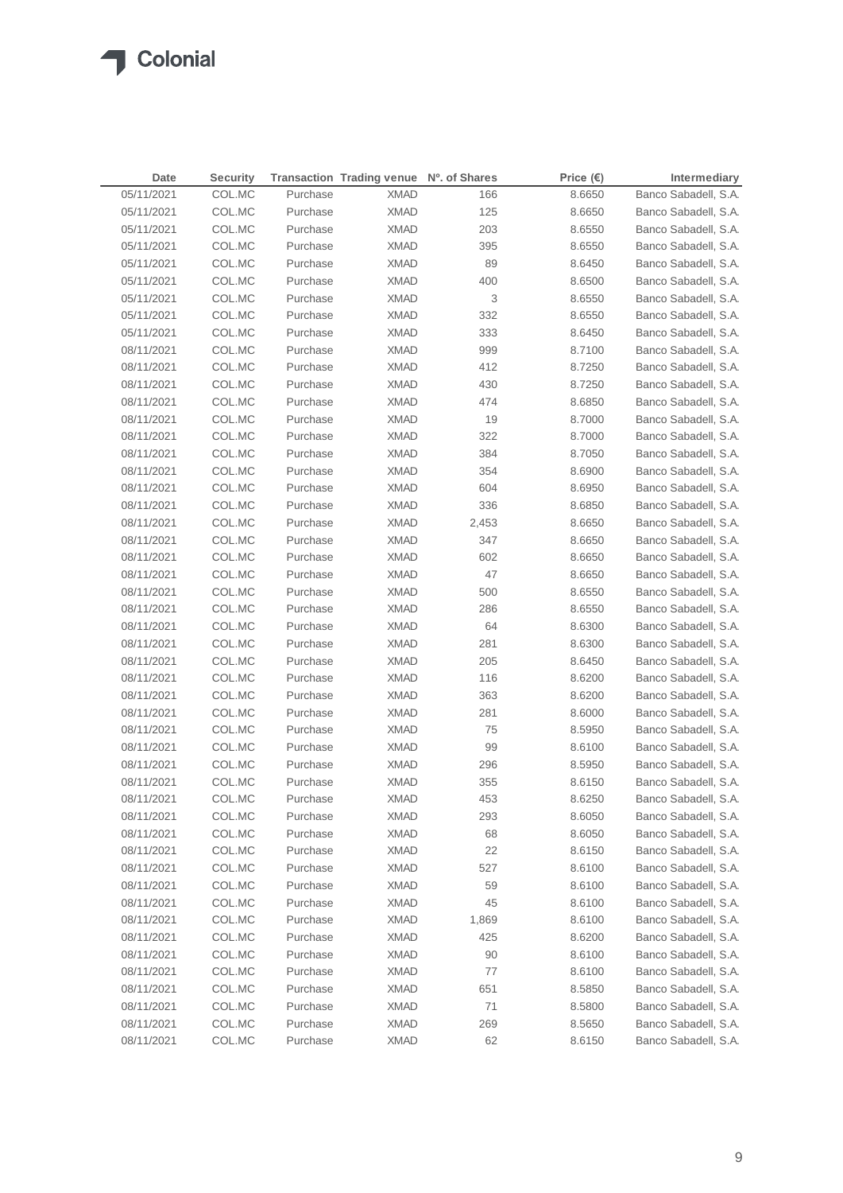| Date | Security | Transaction | Trading venue | Nº. of Shares | Price (€) | Intermediary |
|---|---|---|---|---|---|---|
| 05/11/2021 | COL.MC | Purchase | XMAD | 166 | 8.6650 | Banco Sabadell, S.A. |
| 05/11/2021 | COL.MC | Purchase | XMAD | 125 | 8.6650 | Banco Sabadell, S.A. |
| 05/11/2021 | COL.MC | Purchase | XMAD | 203 | 8.6550 | Banco Sabadell, S.A. |
| 05/11/2021 | COL.MC | Purchase | XMAD | 395 | 8.6550 | Banco Sabadell, S.A. |
| 05/11/2021 | COL.MC | Purchase | XMAD | 89 | 8.6450 | Banco Sabadell, S.A. |
| 05/11/2021 | COL.MC | Purchase | XMAD | 400 | 8.6500 | Banco Sabadell, S.A. |
| 05/11/2021 | COL.MC | Purchase | XMAD | 3 | 8.6550 | Banco Sabadell, S.A. |
| 05/11/2021 | COL.MC | Purchase | XMAD | 332 | 8.6550 | Banco Sabadell, S.A. |
| 05/11/2021 | COL.MC | Purchase | XMAD | 333 | 8.6450 | Banco Sabadell, S.A. |
| 08/11/2021 | COL.MC | Purchase | XMAD | 999 | 8.7100 | Banco Sabadell, S.A. |
| 08/11/2021 | COL.MC | Purchase | XMAD | 412 | 8.7250 | Banco Sabadell, S.A. |
| 08/11/2021 | COL.MC | Purchase | XMAD | 430 | 8.7250 | Banco Sabadell, S.A. |
| 08/11/2021 | COL.MC | Purchase | XMAD | 474 | 8.6850 | Banco Sabadell, S.A. |
| 08/11/2021 | COL.MC | Purchase | XMAD | 19 | 8.7000 | Banco Sabadell, S.A. |
| 08/11/2021 | COL.MC | Purchase | XMAD | 322 | 8.7000 | Banco Sabadell, S.A. |
| 08/11/2021 | COL.MC | Purchase | XMAD | 384 | 8.7050 | Banco Sabadell, S.A. |
| 08/11/2021 | COL.MC | Purchase | XMAD | 354 | 8.6900 | Banco Sabadell, S.A. |
| 08/11/2021 | COL.MC | Purchase | XMAD | 604 | 8.6950 | Banco Sabadell, S.A. |
| 08/11/2021 | COL.MC | Purchase | XMAD | 336 | 8.6850 | Banco Sabadell, S.A. |
| 08/11/2021 | COL.MC | Purchase | XMAD | 2,453 | 8.6650 | Banco Sabadell, S.A. |
| 08/11/2021 | COL.MC | Purchase | XMAD | 347 | 8.6650 | Banco Sabadell, S.A. |
| 08/11/2021 | COL.MC | Purchase | XMAD | 602 | 8.6650 | Banco Sabadell, S.A. |
| 08/11/2021 | COL.MC | Purchase | XMAD | 47 | 8.6650 | Banco Sabadell, S.A. |
| 08/11/2021 | COL.MC | Purchase | XMAD | 500 | 8.6550 | Banco Sabadell, S.A. |
| 08/11/2021 | COL.MC | Purchase | XMAD | 286 | 8.6550 | Banco Sabadell, S.A. |
| 08/11/2021 | COL.MC | Purchase | XMAD | 64 | 8.6300 | Banco Sabadell, S.A. |
| 08/11/2021 | COL.MC | Purchase | XMAD | 281 | 8.6300 | Banco Sabadell, S.A. |
| 08/11/2021 | COL.MC | Purchase | XMAD | 205 | 8.6450 | Banco Sabadell, S.A. |
| 08/11/2021 | COL.MC | Purchase | XMAD | 116 | 8.6200 | Banco Sabadell, S.A. |
| 08/11/2021 | COL.MC | Purchase | XMAD | 363 | 8.6200 | Banco Sabadell, S.A. |
| 08/11/2021 | COL.MC | Purchase | XMAD | 281 | 8.6000 | Banco Sabadell, S.A. |
| 08/11/2021 | COL.MC | Purchase | XMAD | 75 | 8.5950 | Banco Sabadell, S.A. |
| 08/11/2021 | COL.MC | Purchase | XMAD | 99 | 8.6100 | Banco Sabadell, S.A. |
| 08/11/2021 | COL.MC | Purchase | XMAD | 296 | 8.5950 | Banco Sabadell, S.A. |
| 08/11/2021 | COL.MC | Purchase | XMAD | 355 | 8.6150 | Banco Sabadell, S.A. |
| 08/11/2021 | COL.MC | Purchase | XMAD | 453 | 8.6250 | Banco Sabadell, S.A. |
| 08/11/2021 | COL.MC | Purchase | XMAD | 293 | 8.6050 | Banco Sabadell, S.A. |
| 08/11/2021 | COL.MC | Purchase | XMAD | 68 | 8.6050 | Banco Sabadell, S.A. |
| 08/11/2021 | COL.MC | Purchase | XMAD | 22 | 8.6150 | Banco Sabadell, S.A. |
| 08/11/2021 | COL.MC | Purchase | XMAD | 527 | 8.6100 | Banco Sabadell, S.A. |
| 08/11/2021 | COL.MC | Purchase | XMAD | 59 | 8.6100 | Banco Sabadell, S.A. |
| 08/11/2021 | COL.MC | Purchase | XMAD | 45 | 8.6100 | Banco Sabadell, S.A. |
| 08/11/2021 | COL.MC | Purchase | XMAD | 1,869 | 8.6100 | Banco Sabadell, S.A. |
| 08/11/2021 | COL.MC | Purchase | XMAD | 425 | 8.6200 | Banco Sabadell, S.A. |
| 08/11/2021 | COL.MC | Purchase | XMAD | 90 | 8.6100 | Banco Sabadell, S.A. |
| 08/11/2021 | COL.MC | Purchase | XMAD | 77 | 8.6100 | Banco Sabadell, S.A. |
| 08/11/2021 | COL.MC | Purchase | XMAD | 651 | 8.5850 | Banco Sabadell, S.A. |
| 08/11/2021 | COL.MC | Purchase | XMAD | 71 | 8.5800 | Banco Sabadell, S.A. |
| 08/11/2021 | COL.MC | Purchase | XMAD | 269 | 8.5650 | Banco Sabadell, S.A. |
| 08/11/2021 | COL.MC | Purchase | XMAD | 62 | 8.6150 | Banco Sabadell, S.A. |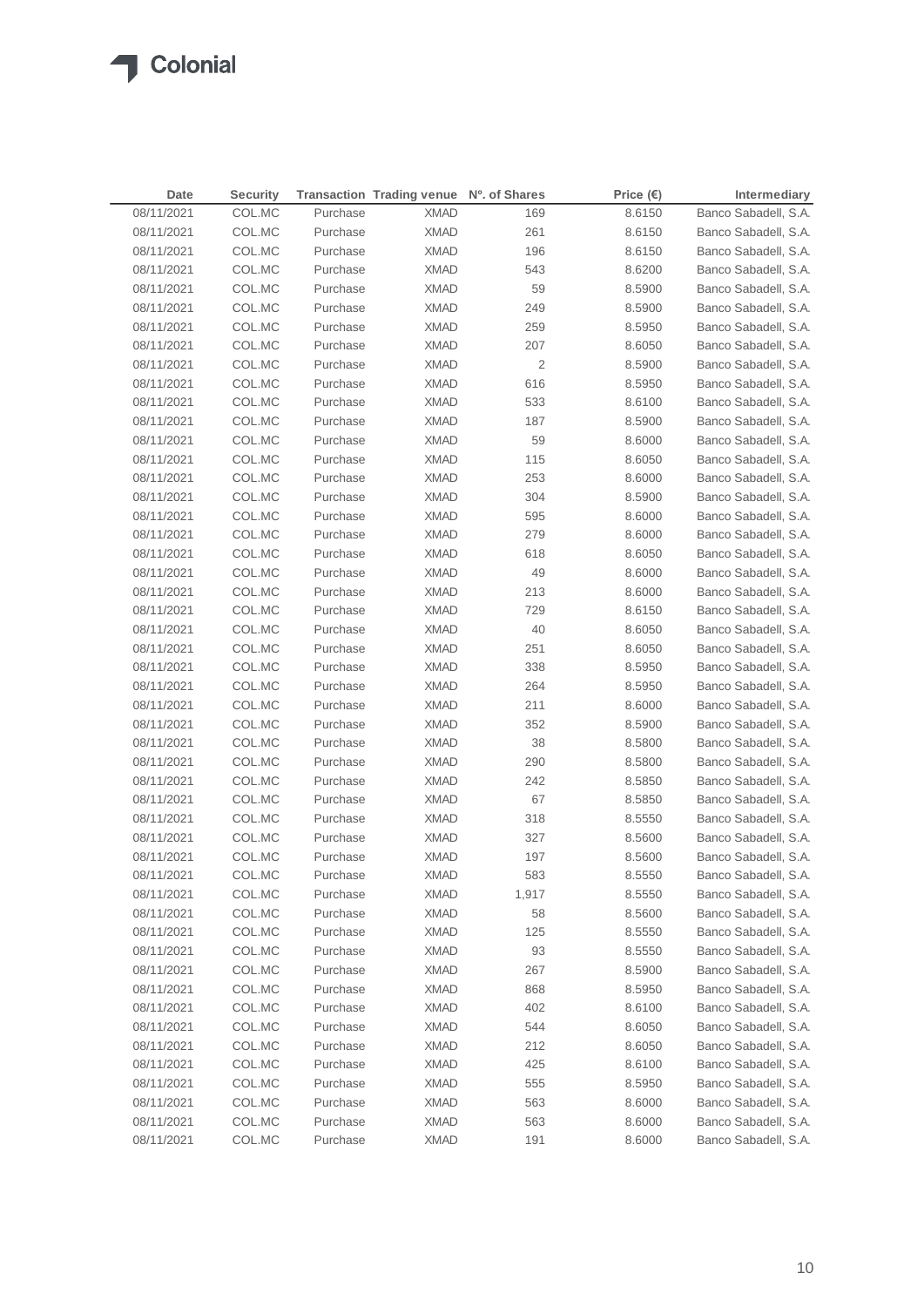| Date | Security | Transaction | Trading venue | Nº. of Shares | Price (€) | Intermediary |
|---|---|---|---|---|---|---|
| 08/11/2021 | COL.MC | Purchase | XMAD | 169 | 8.6150 | Banco Sabadell, S.A. |
| 08/11/2021 | COL.MC | Purchase | XMAD | 261 | 8.6150 | Banco Sabadell, S.A. |
| 08/11/2021 | COL.MC | Purchase | XMAD | 196 | 8.6150 | Banco Sabadell, S.A. |
| 08/11/2021 | COL.MC | Purchase | XMAD | 543 | 8.6200 | Banco Sabadell, S.A. |
| 08/11/2021 | COL.MC | Purchase | XMAD | 59 | 8.5900 | Banco Sabadell, S.A. |
| 08/11/2021 | COL.MC | Purchase | XMAD | 249 | 8.5900 | Banco Sabadell, S.A. |
| 08/11/2021 | COL.MC | Purchase | XMAD | 259 | 8.5950 | Banco Sabadell, S.A. |
| 08/11/2021 | COL.MC | Purchase | XMAD | 207 | 8.6050 | Banco Sabadell, S.A. |
| 08/11/2021 | COL.MC | Purchase | XMAD | 2 | 8.5900 | Banco Sabadell, S.A. |
| 08/11/2021 | COL.MC | Purchase | XMAD | 616 | 8.5950 | Banco Sabadell, S.A. |
| 08/11/2021 | COL.MC | Purchase | XMAD | 533 | 8.6100 | Banco Sabadell, S.A. |
| 08/11/2021 | COL.MC | Purchase | XMAD | 187 | 8.5900 | Banco Sabadell, S.A. |
| 08/11/2021 | COL.MC | Purchase | XMAD | 59 | 8.6000 | Banco Sabadell, S.A. |
| 08/11/2021 | COL.MC | Purchase | XMAD | 115 | 8.6050 | Banco Sabadell, S.A. |
| 08/11/2021 | COL.MC | Purchase | XMAD | 253 | 8.6000 | Banco Sabadell, S.A. |
| 08/11/2021 | COL.MC | Purchase | XMAD | 304 | 8.5900 | Banco Sabadell, S.A. |
| 08/11/2021 | COL.MC | Purchase | XMAD | 595 | 8.6000 | Banco Sabadell, S.A. |
| 08/11/2021 | COL.MC | Purchase | XMAD | 279 | 8.6000 | Banco Sabadell, S.A. |
| 08/11/2021 | COL.MC | Purchase | XMAD | 618 | 8.6050 | Banco Sabadell, S.A. |
| 08/11/2021 | COL.MC | Purchase | XMAD | 49 | 8.6000 | Banco Sabadell, S.A. |
| 08/11/2021 | COL.MC | Purchase | XMAD | 213 | 8.6000 | Banco Sabadell, S.A. |
| 08/11/2021 | COL.MC | Purchase | XMAD | 729 | 8.6150 | Banco Sabadell, S.A. |
| 08/11/2021 | COL.MC | Purchase | XMAD | 40 | 8.6050 | Banco Sabadell, S.A. |
| 08/11/2021 | COL.MC | Purchase | XMAD | 251 | 8.6050 | Banco Sabadell, S.A. |
| 08/11/2021 | COL.MC | Purchase | XMAD | 338 | 8.5950 | Banco Sabadell, S.A. |
| 08/11/2021 | COL.MC | Purchase | XMAD | 264 | 8.5950 | Banco Sabadell, S.A. |
| 08/11/2021 | COL.MC | Purchase | XMAD | 211 | 8.6000 | Banco Sabadell, S.A. |
| 08/11/2021 | COL.MC | Purchase | XMAD | 352 | 8.5900 | Banco Sabadell, S.A. |
| 08/11/2021 | COL.MC | Purchase | XMAD | 38 | 8.5800 | Banco Sabadell, S.A. |
| 08/11/2021 | COL.MC | Purchase | XMAD | 290 | 8.5800 | Banco Sabadell, S.A. |
| 08/11/2021 | COL.MC | Purchase | XMAD | 242 | 8.5850 | Banco Sabadell, S.A. |
| 08/11/2021 | COL.MC | Purchase | XMAD | 67 | 8.5850 | Banco Sabadell, S.A. |
| 08/11/2021 | COL.MC | Purchase | XMAD | 318 | 8.5550 | Banco Sabadell, S.A. |
| 08/11/2021 | COL.MC | Purchase | XMAD | 327 | 8.5600 | Banco Sabadell, S.A. |
| 08/11/2021 | COL.MC | Purchase | XMAD | 197 | 8.5600 | Banco Sabadell, S.A. |
| 08/11/2021 | COL.MC | Purchase | XMAD | 583 | 8.5550 | Banco Sabadell, S.A. |
| 08/11/2021 | COL.MC | Purchase | XMAD | 1,917 | 8.5550 | Banco Sabadell, S.A. |
| 08/11/2021 | COL.MC | Purchase | XMAD | 58 | 8.5600 | Banco Sabadell, S.A. |
| 08/11/2021 | COL.MC | Purchase | XMAD | 125 | 8.5550 | Banco Sabadell, S.A. |
| 08/11/2021 | COL.MC | Purchase | XMAD | 93 | 8.5550 | Banco Sabadell, S.A. |
| 08/11/2021 | COL.MC | Purchase | XMAD | 267 | 8.5900 | Banco Sabadell, S.A. |
| 08/11/2021 | COL.MC | Purchase | XMAD | 868 | 8.5950 | Banco Sabadell, S.A. |
| 08/11/2021 | COL.MC | Purchase | XMAD | 402 | 8.6100 | Banco Sabadell, S.A. |
| 08/11/2021 | COL.MC | Purchase | XMAD | 544 | 8.6050 | Banco Sabadell, S.A. |
| 08/11/2021 | COL.MC | Purchase | XMAD | 212 | 8.6050 | Banco Sabadell, S.A. |
| 08/11/2021 | COL.MC | Purchase | XMAD | 425 | 8.6100 | Banco Sabadell, S.A. |
| 08/11/2021 | COL.MC | Purchase | XMAD | 555 | 8.5950 | Banco Sabadell, S.A. |
| 08/11/2021 | COL.MC | Purchase | XMAD | 563 | 8.6000 | Banco Sabadell, S.A. |
| 08/11/2021 | COL.MC | Purchase | XMAD | 563 | 8.6000 | Banco Sabadell, S.A. |
| 08/11/2021 | COL.MC | Purchase | XMAD | 191 | 8.6000 | Banco Sabadell, S.A. |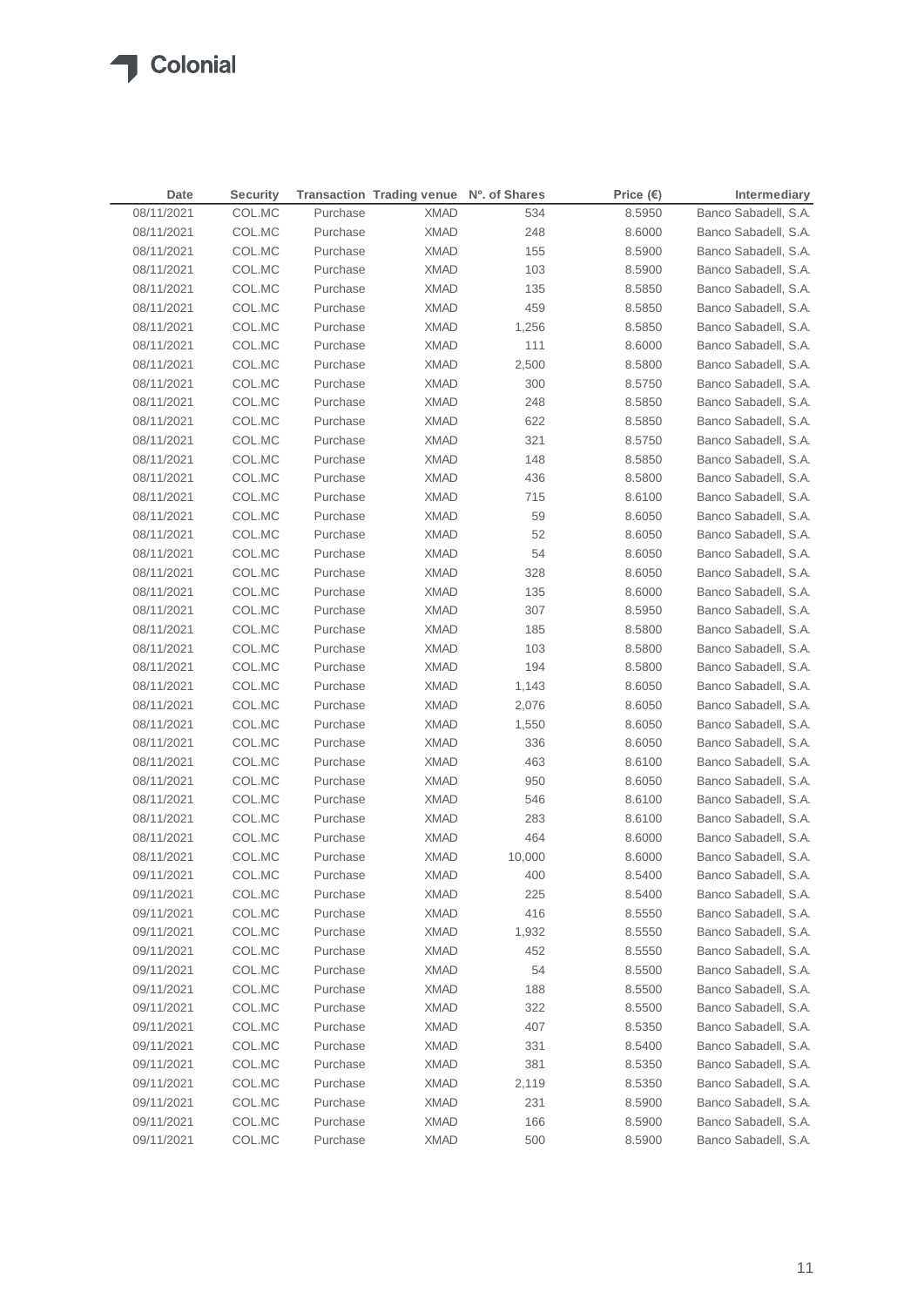| Date | Security | Transaction | Trading venue | Nº. of Shares | Price (€) | Intermediary |
|---|---|---|---|---|---|---|
| 08/11/2021 | COL.MC | Purchase | XMAD | 534 | 8.5950 | Banco Sabadell, S.A. |
| 08/11/2021 | COL.MC | Purchase | XMAD | 248 | 8.6000 | Banco Sabadell, S.A. |
| 08/11/2021 | COL.MC | Purchase | XMAD | 155 | 8.5900 | Banco Sabadell, S.A. |
| 08/11/2021 | COL.MC | Purchase | XMAD | 103 | 8.5900 | Banco Sabadell, S.A. |
| 08/11/2021 | COL.MC | Purchase | XMAD | 135 | 8.5850 | Banco Sabadell, S.A. |
| 08/11/2021 | COL.MC | Purchase | XMAD | 459 | 8.5850 | Banco Sabadell, S.A. |
| 08/11/2021 | COL.MC | Purchase | XMAD | 1,256 | 8.5850 | Banco Sabadell, S.A. |
| 08/11/2021 | COL.MC | Purchase | XMAD | 111 | 8.6000 | Banco Sabadell, S.A. |
| 08/11/2021 | COL.MC | Purchase | XMAD | 2,500 | 8.5800 | Banco Sabadell, S.A. |
| 08/11/2021 | COL.MC | Purchase | XMAD | 300 | 8.5750 | Banco Sabadell, S.A. |
| 08/11/2021 | COL.MC | Purchase | XMAD | 248 | 8.5850 | Banco Sabadell, S.A. |
| 08/11/2021 | COL.MC | Purchase | XMAD | 622 | 8.5850 | Banco Sabadell, S.A. |
| 08/11/2021 | COL.MC | Purchase | XMAD | 321 | 8.5750 | Banco Sabadell, S.A. |
| 08/11/2021 | COL.MC | Purchase | XMAD | 148 | 8.5850 | Banco Sabadell, S.A. |
| 08/11/2021 | COL.MC | Purchase | XMAD | 436 | 8.5800 | Banco Sabadell, S.A. |
| 08/11/2021 | COL.MC | Purchase | XMAD | 715 | 8.6100 | Banco Sabadell, S.A. |
| 08/11/2021 | COL.MC | Purchase | XMAD | 59 | 8.6050 | Banco Sabadell, S.A. |
| 08/11/2021 | COL.MC | Purchase | XMAD | 52 | 8.6050 | Banco Sabadell, S.A. |
| 08/11/2021 | COL.MC | Purchase | XMAD | 54 | 8.6050 | Banco Sabadell, S.A. |
| 08/11/2021 | COL.MC | Purchase | XMAD | 328 | 8.6050 | Banco Sabadell, S.A. |
| 08/11/2021 | COL.MC | Purchase | XMAD | 135 | 8.6000 | Banco Sabadell, S.A. |
| 08/11/2021 | COL.MC | Purchase | XMAD | 307 | 8.5950 | Banco Sabadell, S.A. |
| 08/11/2021 | COL.MC | Purchase | XMAD | 185 | 8.5800 | Banco Sabadell, S.A. |
| 08/11/2021 | COL.MC | Purchase | XMAD | 103 | 8.5800 | Banco Sabadell, S.A. |
| 08/11/2021 | COL.MC | Purchase | XMAD | 194 | 8.5800 | Banco Sabadell, S.A. |
| 08/11/2021 | COL.MC | Purchase | XMAD | 1,143 | 8.6050 | Banco Sabadell, S.A. |
| 08/11/2021 | COL.MC | Purchase | XMAD | 2,076 | 8.6050 | Banco Sabadell, S.A. |
| 08/11/2021 | COL.MC | Purchase | XMAD | 1,550 | 8.6050 | Banco Sabadell, S.A. |
| 08/11/2021 | COL.MC | Purchase | XMAD | 336 | 8.6050 | Banco Sabadell, S.A. |
| 08/11/2021 | COL.MC | Purchase | XMAD | 463 | 8.6100 | Banco Sabadell, S.A. |
| 08/11/2021 | COL.MC | Purchase | XMAD | 950 | 8.6050 | Banco Sabadell, S.A. |
| 08/11/2021 | COL.MC | Purchase | XMAD | 546 | 8.6100 | Banco Sabadell, S.A. |
| 08/11/2021 | COL.MC | Purchase | XMAD | 283 | 8.6100 | Banco Sabadell, S.A. |
| 08/11/2021 | COL.MC | Purchase | XMAD | 464 | 8.6000 | Banco Sabadell, S.A. |
| 08/11/2021 | COL.MC | Purchase | XMAD | 10,000 | 8.6000 | Banco Sabadell, S.A. |
| 09/11/2021 | COL.MC | Purchase | XMAD | 400 | 8.5400 | Banco Sabadell, S.A. |
| 09/11/2021 | COL.MC | Purchase | XMAD | 225 | 8.5400 | Banco Sabadell, S.A. |
| 09/11/2021 | COL.MC | Purchase | XMAD | 416 | 8.5550 | Banco Sabadell, S.A. |
| 09/11/2021 | COL.MC | Purchase | XMAD | 1,932 | 8.5550 | Banco Sabadell, S.A. |
| 09/11/2021 | COL.MC | Purchase | XMAD | 452 | 8.5550 | Banco Sabadell, S.A. |
| 09/11/2021 | COL.MC | Purchase | XMAD | 54 | 8.5500 | Banco Sabadell, S.A. |
| 09/11/2021 | COL.MC | Purchase | XMAD | 188 | 8.5500 | Banco Sabadell, S.A. |
| 09/11/2021 | COL.MC | Purchase | XMAD | 322 | 8.5500 | Banco Sabadell, S.A. |
| 09/11/2021 | COL.MC | Purchase | XMAD | 407 | 8.5350 | Banco Sabadell, S.A. |
| 09/11/2021 | COL.MC | Purchase | XMAD | 331 | 8.5400 | Banco Sabadell, S.A. |
| 09/11/2021 | COL.MC | Purchase | XMAD | 381 | 8.5350 | Banco Sabadell, S.A. |
| 09/11/2021 | COL.MC | Purchase | XMAD | 2,119 | 8.5350 | Banco Sabadell, S.A. |
| 09/11/2021 | COL.MC | Purchase | XMAD | 231 | 8.5900 | Banco Sabadell, S.A. |
| 09/11/2021 | COL.MC | Purchase | XMAD | 166 | 8.5900 | Banco Sabadell, S.A. |
| 09/11/2021 | COL.MC | Purchase | XMAD | 500 | 8.5900 | Banco Sabadell, S.A. |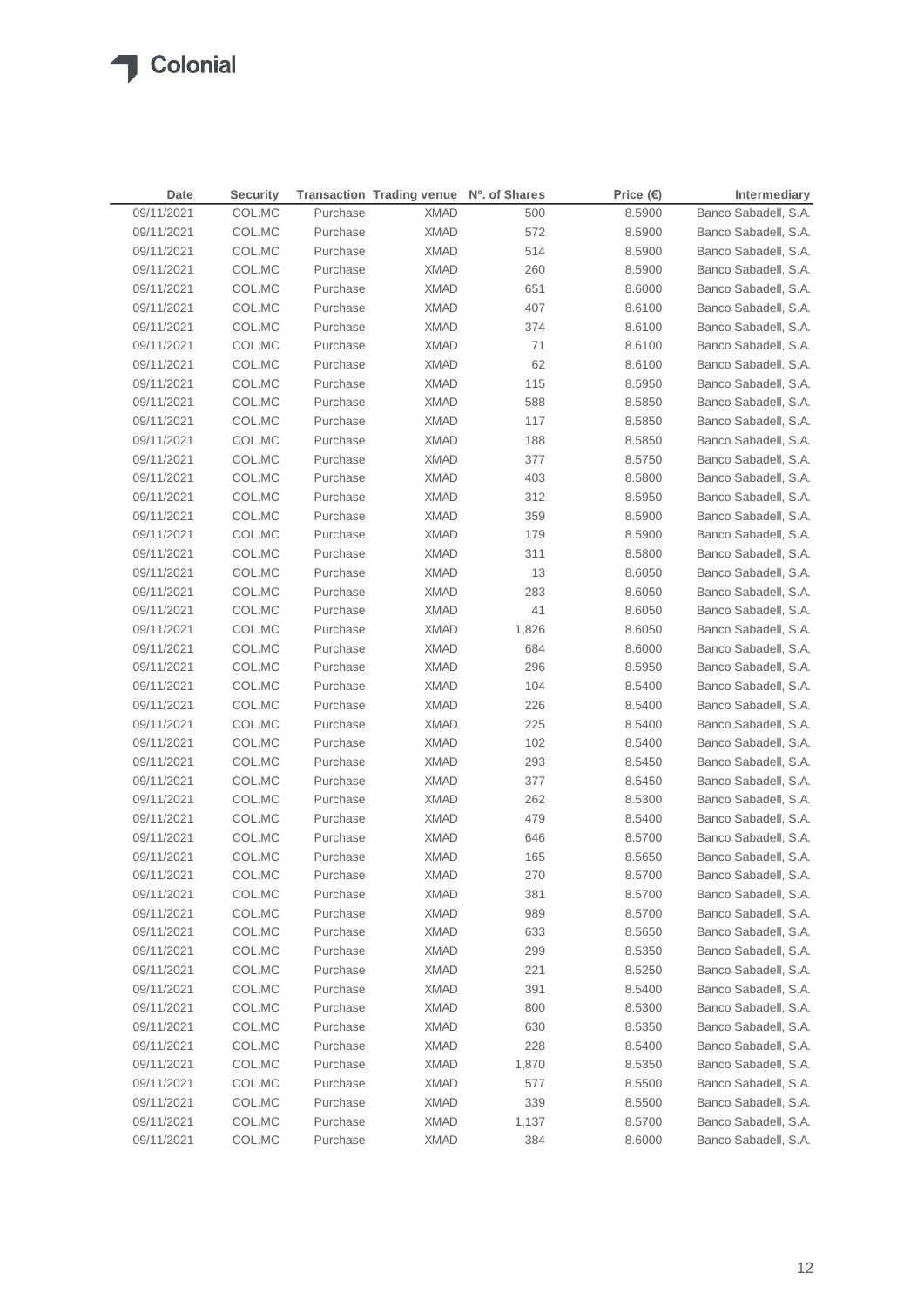| Date | Security | Transaction | Trading venue | Nº. of Shares | Price (€) | Intermediary |
|---|---|---|---|---|---|---|
| 09/11/2021 | COL.MC | Purchase | XMAD | 500 | 8.5900 | Banco Sabadell, S.A. |
| 09/11/2021 | COL.MC | Purchase | XMAD | 572 | 8.5900 | Banco Sabadell, S.A. |
| 09/11/2021 | COL.MC | Purchase | XMAD | 514 | 8.5900 | Banco Sabadell, S.A. |
| 09/11/2021 | COL.MC | Purchase | XMAD | 260 | 8.5900 | Banco Sabadell, S.A. |
| 09/11/2021 | COL.MC | Purchase | XMAD | 651 | 8.6000 | Banco Sabadell, S.A. |
| 09/11/2021 | COL.MC | Purchase | XMAD | 407 | 8.6100 | Banco Sabadell, S.A. |
| 09/11/2021 | COL.MC | Purchase | XMAD | 374 | 8.6100 | Banco Sabadell, S.A. |
| 09/11/2021 | COL.MC | Purchase | XMAD | 71 | 8.6100 | Banco Sabadell, S.A. |
| 09/11/2021 | COL.MC | Purchase | XMAD | 62 | 8.6100 | Banco Sabadell, S.A. |
| 09/11/2021 | COL.MC | Purchase | XMAD | 115 | 8.5950 | Banco Sabadell, S.A. |
| 09/11/2021 | COL.MC | Purchase | XMAD | 588 | 8.5850 | Banco Sabadell, S.A. |
| 09/11/2021 | COL.MC | Purchase | XMAD | 117 | 8.5850 | Banco Sabadell, S.A. |
| 09/11/2021 | COL.MC | Purchase | XMAD | 188 | 8.5850 | Banco Sabadell, S.A. |
| 09/11/2021 | COL.MC | Purchase | XMAD | 377 | 8.5750 | Banco Sabadell, S.A. |
| 09/11/2021 | COL.MC | Purchase | XMAD | 403 | 8.5800 | Banco Sabadell, S.A. |
| 09/11/2021 | COL.MC | Purchase | XMAD | 312 | 8.5950 | Banco Sabadell, S.A. |
| 09/11/2021 | COL.MC | Purchase | XMAD | 359 | 8.5900 | Banco Sabadell, S.A. |
| 09/11/2021 | COL.MC | Purchase | XMAD | 179 | 8.5900 | Banco Sabadell, S.A. |
| 09/11/2021 | COL.MC | Purchase | XMAD | 311 | 8.5800 | Banco Sabadell, S.A. |
| 09/11/2021 | COL.MC | Purchase | XMAD | 13 | 8.6050 | Banco Sabadell, S.A. |
| 09/11/2021 | COL.MC | Purchase | XMAD | 283 | 8.6050 | Banco Sabadell, S.A. |
| 09/11/2021 | COL.MC | Purchase | XMAD | 41 | 8.6050 | Banco Sabadell, S.A. |
| 09/11/2021 | COL.MC | Purchase | XMAD | 1,826 | 8.6050 | Banco Sabadell, S.A. |
| 09/11/2021 | COL.MC | Purchase | XMAD | 684 | 8.6000 | Banco Sabadell, S.A. |
| 09/11/2021 | COL.MC | Purchase | XMAD | 296 | 8.5950 | Banco Sabadell, S.A. |
| 09/11/2021 | COL.MC | Purchase | XMAD | 104 | 8.5400 | Banco Sabadell, S.A. |
| 09/11/2021 | COL.MC | Purchase | XMAD | 226 | 8.5400 | Banco Sabadell, S.A. |
| 09/11/2021 | COL.MC | Purchase | XMAD | 225 | 8.5400 | Banco Sabadell, S.A. |
| 09/11/2021 | COL.MC | Purchase | XMAD | 102 | 8.5400 | Banco Sabadell, S.A. |
| 09/11/2021 | COL.MC | Purchase | XMAD | 293 | 8.5450 | Banco Sabadell, S.A. |
| 09/11/2021 | COL.MC | Purchase | XMAD | 377 | 8.5450 | Banco Sabadell, S.A. |
| 09/11/2021 | COL.MC | Purchase | XMAD | 262 | 8.5300 | Banco Sabadell, S.A. |
| 09/11/2021 | COL.MC | Purchase | XMAD | 479 | 8.5400 | Banco Sabadell, S.A. |
| 09/11/2021 | COL.MC | Purchase | XMAD | 646 | 8.5700 | Banco Sabadell, S.A. |
| 09/11/2021 | COL.MC | Purchase | XMAD | 165 | 8.5650 | Banco Sabadell, S.A. |
| 09/11/2021 | COL.MC | Purchase | XMAD | 270 | 8.5700 | Banco Sabadell, S.A. |
| 09/11/2021 | COL.MC | Purchase | XMAD | 381 | 8.5700 | Banco Sabadell, S.A. |
| 09/11/2021 | COL.MC | Purchase | XMAD | 989 | 8.5700 | Banco Sabadell, S.A. |
| 09/11/2021 | COL.MC | Purchase | XMAD | 633 | 8.5650 | Banco Sabadell, S.A. |
| 09/11/2021 | COL.MC | Purchase | XMAD | 299 | 8.5350 | Banco Sabadell, S.A. |
| 09/11/2021 | COL.MC | Purchase | XMAD | 221 | 8.5250 | Banco Sabadell, S.A. |
| 09/11/2021 | COL.MC | Purchase | XMAD | 391 | 8.5400 | Banco Sabadell, S.A. |
| 09/11/2021 | COL.MC | Purchase | XMAD | 800 | 8.5300 | Banco Sabadell, S.A. |
| 09/11/2021 | COL.MC | Purchase | XMAD | 630 | 8.5350 | Banco Sabadell, S.A. |
| 09/11/2021 | COL.MC | Purchase | XMAD | 228 | 8.5400 | Banco Sabadell, S.A. |
| 09/11/2021 | COL.MC | Purchase | XMAD | 1,870 | 8.5350 | Banco Sabadell, S.A. |
| 09/11/2021 | COL.MC | Purchase | XMAD | 577 | 8.5500 | Banco Sabadell, S.A. |
| 09/11/2021 | COL.MC | Purchase | XMAD | 339 | 8.5500 | Banco Sabadell, S.A. |
| 09/11/2021 | COL.MC | Purchase | XMAD | 1,137 | 8.5700 | Banco Sabadell, S.A. |
| 09/11/2021 | COL.MC | Purchase | XMAD | 384 | 8.6000 | Banco Sabadell, S.A. |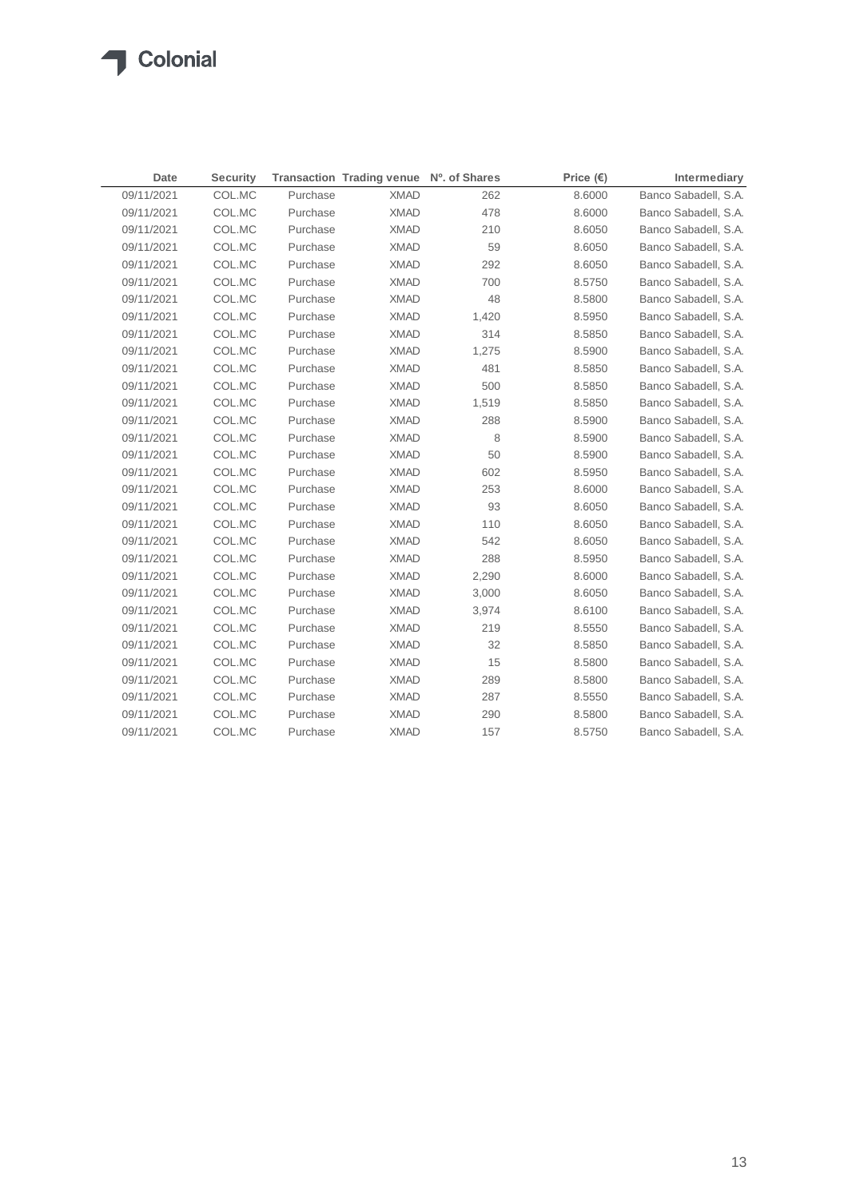| Date | Security | Transaction | Trading venue | Nº. of Shares | Price (€) | Intermediary |
|---|---|---|---|---|---|---|
| 09/11/2021 | COL.MC | Purchase | XMAD | 262 | 8.6000 | Banco Sabadell, S.A. |
| 09/11/2021 | COL.MC | Purchase | XMAD | 478 | 8.6000 | Banco Sabadell, S.A. |
| 09/11/2021 | COL.MC | Purchase | XMAD | 210 | 8.6050 | Banco Sabadell, S.A. |
| 09/11/2021 | COL.MC | Purchase | XMAD | 59 | 8.6050 | Banco Sabadell, S.A. |
| 09/11/2021 | COL.MC | Purchase | XMAD | 292 | 8.6050 | Banco Sabadell, S.A. |
| 09/11/2021 | COL.MC | Purchase | XMAD | 700 | 8.5750 | Banco Sabadell, S.A. |
| 09/11/2021 | COL.MC | Purchase | XMAD | 48 | 8.5800 | Banco Sabadell, S.A. |
| 09/11/2021 | COL.MC | Purchase | XMAD | 1,420 | 8.5950 | Banco Sabadell, S.A. |
| 09/11/2021 | COL.MC | Purchase | XMAD | 314 | 8.5850 | Banco Sabadell, S.A. |
| 09/11/2021 | COL.MC | Purchase | XMAD | 1,275 | 8.5900 | Banco Sabadell, S.A. |
| 09/11/2021 | COL.MC | Purchase | XMAD | 481 | 8.5850 | Banco Sabadell, S.A. |
| 09/11/2021 | COL.MC | Purchase | XMAD | 500 | 8.5850 | Banco Sabadell, S.A. |
| 09/11/2021 | COL.MC | Purchase | XMAD | 1,519 | 8.5850 | Banco Sabadell, S.A. |
| 09/11/2021 | COL.MC | Purchase | XMAD | 288 | 8.5900 | Banco Sabadell, S.A. |
| 09/11/2021 | COL.MC | Purchase | XMAD | 8 | 8.5900 | Banco Sabadell, S.A. |
| 09/11/2021 | COL.MC | Purchase | XMAD | 50 | 8.5900 | Banco Sabadell, S.A. |
| 09/11/2021 | COL.MC | Purchase | XMAD | 602 | 8.5950 | Banco Sabadell, S.A. |
| 09/11/2021 | COL.MC | Purchase | XMAD | 253 | 8.6000 | Banco Sabadell, S.A. |
| 09/11/2021 | COL.MC | Purchase | XMAD | 93 | 8.6050 | Banco Sabadell, S.A. |
| 09/11/2021 | COL.MC | Purchase | XMAD | 110 | 8.6050 | Banco Sabadell, S.A. |
| 09/11/2021 | COL.MC | Purchase | XMAD | 542 | 8.6050 | Banco Sabadell, S.A. |
| 09/11/2021 | COL.MC | Purchase | XMAD | 288 | 8.5950 | Banco Sabadell, S.A. |
| 09/11/2021 | COL.MC | Purchase | XMAD | 2,290 | 8.6000 | Banco Sabadell, S.A. |
| 09/11/2021 | COL.MC | Purchase | XMAD | 3,000 | 8.6050 | Banco Sabadell, S.A. |
| 09/11/2021 | COL.MC | Purchase | XMAD | 3,974 | 8.6100 | Banco Sabadell, S.A. |
| 09/11/2021 | COL.MC | Purchase | XMAD | 219 | 8.5550 | Banco Sabadell, S.A. |
| 09/11/2021 | COL.MC | Purchase | XMAD | 32 | 8.5850 | Banco Sabadell, S.A. |
| 09/11/2021 | COL.MC | Purchase | XMAD | 15 | 8.5800 | Banco Sabadell, S.A. |
| 09/11/2021 | COL.MC | Purchase | XMAD | 289 | 8.5800 | Banco Sabadell, S.A. |
| 09/11/2021 | COL.MC | Purchase | XMAD | 287 | 8.5550 | Banco Sabadell, S.A. |
| 09/11/2021 | COL.MC | Purchase | XMAD | 290 | 8.5800 | Banco Sabadell, S.A. |
| 09/11/2021 | COL.MC | Purchase | XMAD | 157 | 8.5750 | Banco Sabadell, S.A. |